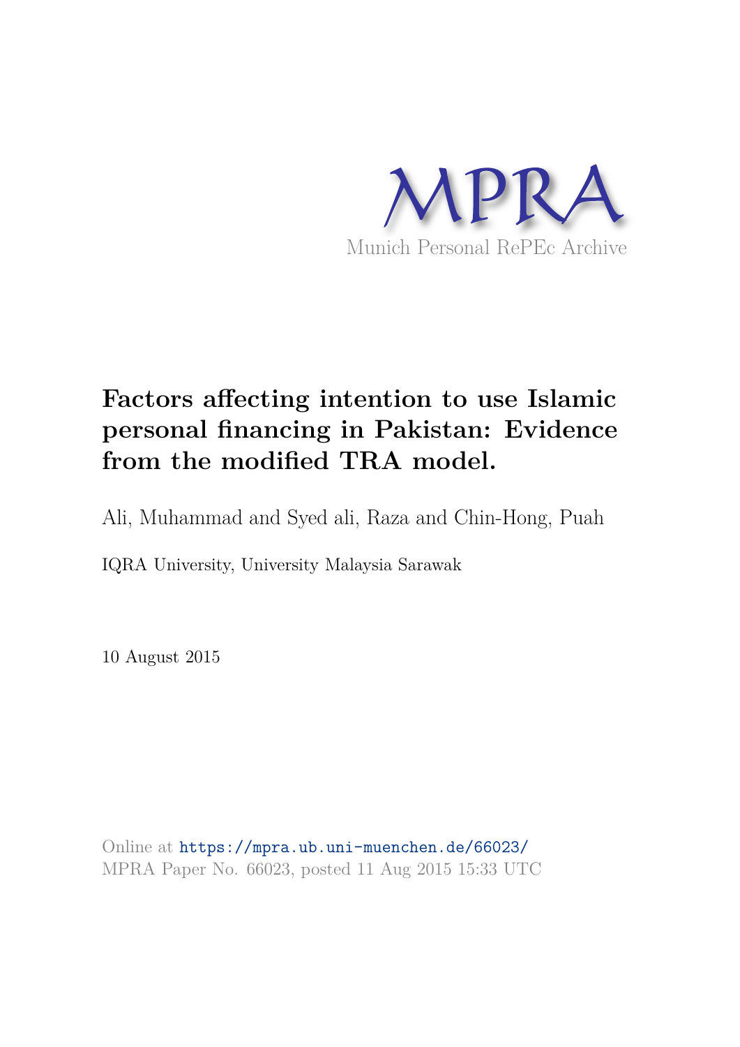MPRA

Munich Personal RePEc Archive

# Factors affecting intention to use Islamic personal financing in Pakistan: Evidence from the modified TRA model.

Ali, Muhammad and Syed ali, Raza and Chin-Hong, Puah

IQRA University, University Malaysia Sarawak

10 August 2015

Online at https://mpra.ub.uni-muenchen.de/66023/
MPRA Paper No. 66023, posted 11 Aug 2015 15:33 UTC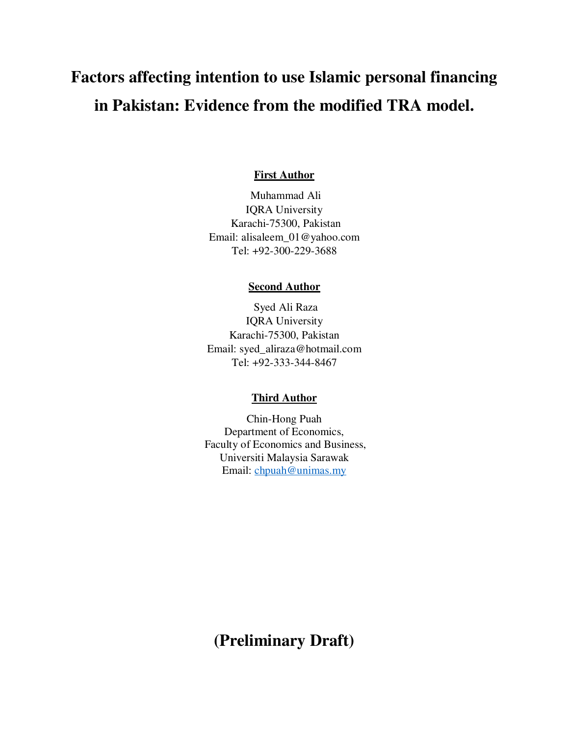# Factors affecting intention to use Islamic personal financing in Pakistan: Evidence from the modified TRA model.

**First Author**

Muhammad Ali
IQRA University
Karachi-75300, Pakistan
Email: alisaleem_01@yahoo.com
Tel: +92-300-229-3688

**Second Author**

Syed Ali Raza
IQRA University
Karachi-75300, Pakistan
Email: syed_aliraza@hotmail.com
Tel: +92-333-344-8467

**Third Author**

Chin-Hong Puah
Department of Economics,
Faculty of Economics and Business,
Universiti Malaysia Sarawak
Email: chpuah@unimas.my

## (Preliminary Draft)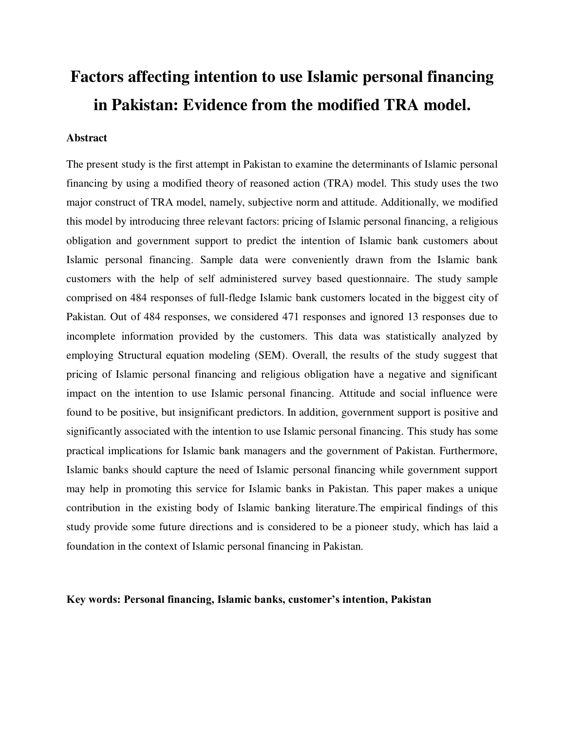# Factors affecting intention to use Islamic personal financing in Pakistan: Evidence from the modified TRA model.

**Abstract**

The present study is the first attempt in Pakistan to examine the determinants of Islamic personal financing by using a modified theory of reasoned action (TRA) model. This study uses the two major construct of TRA model, namely, subjective norm and attitude. Additionally, we modified this model by introducing three relevant factors: pricing of Islamic personal financing, a religious obligation and government support to predict the intention of Islamic bank customers about Islamic personal financing. Sample data were conveniently drawn from the Islamic bank customers with the help of self administered survey based questionnaire. The study sample comprised on 484 responses of full-fledge Islamic bank customers located in the biggest city of Pakistan. Out of 484 responses, we considered 471 responses and ignored 13 responses due to incomplete information provided by the customers. This data was statistically analyzed by employing Structural equation modeling (SEM). Overall, the results of the study suggest that pricing of Islamic personal financing and religious obligation have a negative and significant impact on the intention to use Islamic personal financing. Attitude and social influence were found to be positive, but insignificant predictors. In addition, government support is positive and significantly associated with the intention to use Islamic personal financing. This study has some practical implications for Islamic bank managers and the government of Pakistan. Furthermore, Islamic banks should capture the need of Islamic personal financing while government support may help in promoting this service for Islamic banks in Pakistan. This paper makes a unique contribution in the existing body of Islamic banking literature.The empirical findings of this study provide some future directions and is considered to be a pioneer study, which has laid a foundation in the context of Islamic personal financing in Pakistan.

**Key words: Personal financing, Islamic banks, customer's intention, Pakistan**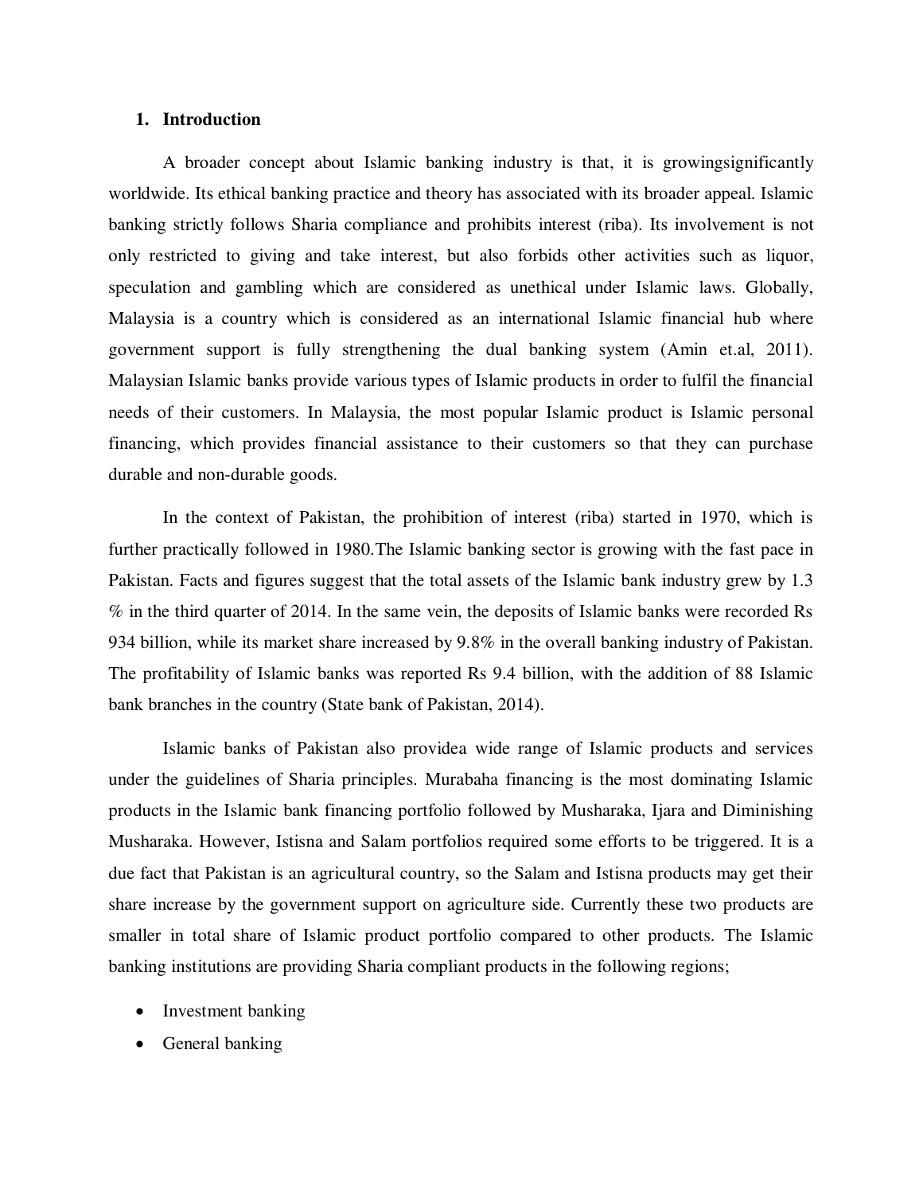## 1. Introduction

A broader concept about Islamic banking industry is that, it is growingsignificantly worldwide. Its ethical banking practice and theory has associated with its broader appeal. Islamic banking strictly follows Sharia compliance and prohibits interest (riba). Its involvement is not only restricted to giving and take interest, but also forbids other activities such as liquor, speculation and gambling which are considered as unethical under Islamic laws. Globally, Malaysia is a country which is considered as an international Islamic financial hub where government support is fully strengthening the dual banking system (Amin et.al, 2011). Malaysian Islamic banks provide various types of Islamic products in order to fulfil the financial needs of their customers. In Malaysia, the most popular Islamic product is Islamic personal financing, which provides financial assistance to their customers so that they can purchase durable and non-durable goods.

In the context of Pakistan, the prohibition of interest (riba) started in 1970, which is further practically followed in 1980.The Islamic banking sector is growing with the fast pace in Pakistan. Facts and figures suggest that the total assets of the Islamic bank industry grew by 1.3 % in the third quarter of 2014. In the same vein, the deposits of Islamic banks were recorded Rs 934 billion, while its market share increased by 9.8% in the overall banking industry of Pakistan. The profitability of Islamic banks was reported Rs 9.4 billion, with the addition of 88 Islamic bank branches in the country (State bank of Pakistan, 2014).

Islamic banks of Pakistan also providea wide range of Islamic products and services under the guidelines of Sharia principles. Murabaha financing is the most dominating Islamic products in the Islamic bank financing portfolio followed by Musharaka, Ijara and Diminishing Musharaka. However, Istisna and Salam portfolios required some efforts to be triggered. It is a due fact that Pakistan is an agricultural country, so the Salam and Istisna products may get their share increase by the government support on agriculture side. Currently these two products are smaller in total share of Islamic product portfolio compared to other products. The Islamic banking institutions are providing Sharia compliant products in the following regions;

- Investment banking
- General banking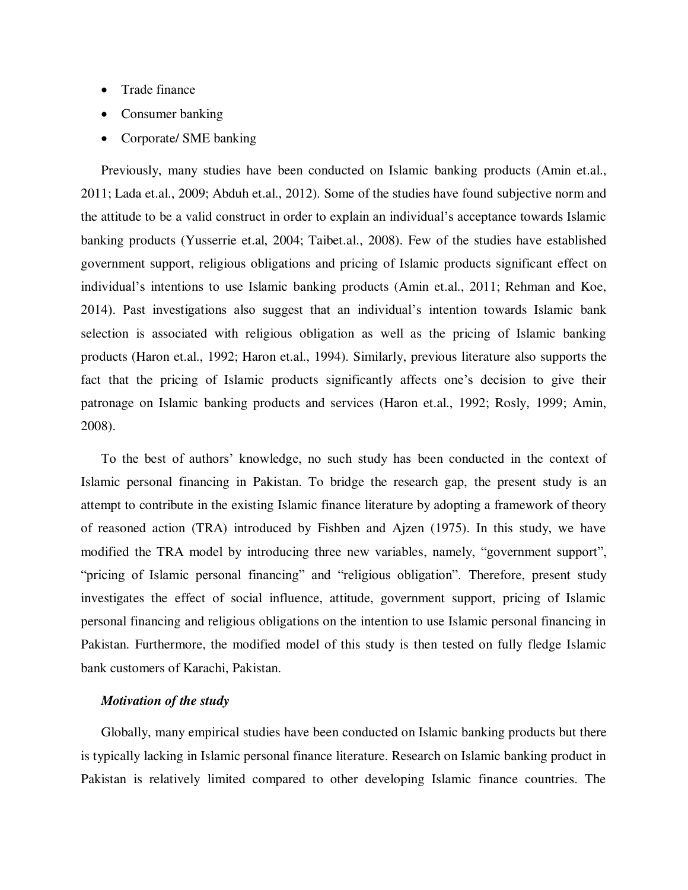- Trade finance
- Consumer banking
- Corporate/ SME banking

Previously, many studies have been conducted on Islamic banking products (Amin et.al., 2011; Lada et.al., 2009; Abduh et.al., 2012). Some of the studies have found subjective norm and the attitude to be a valid construct in order to explain an individual's acceptance towards Islamic banking products (Yusserrie et.al, 2004; Taibet.al., 2008). Few of the studies have established government support, religious obligations and pricing of Islamic products significant effect on individual's intentions to use Islamic banking products (Amin et.al., 2011; Rehman and Koe, 2014). Past investigations also suggest that an individual's intention towards Islamic bank selection is associated with religious obligation as well as the pricing of Islamic banking products (Haron et.al., 1992; Haron et.al., 1994). Similarly, previous literature also supports the fact that the pricing of Islamic products significantly affects one's decision to give their patronage on Islamic banking products and services (Haron et.al., 1992; Rosly, 1999; Amin, 2008).

To the best of authors' knowledge, no such study has been conducted in the context of Islamic personal financing in Pakistan. To bridge the research gap, the present study is an attempt to contribute in the existing Islamic finance literature by adopting a framework of theory of reasoned action (TRA) introduced by Fishben and Ajzen (1975). In this study, we have modified the TRA model by introducing three new variables, namely, "government support", "pricing of Islamic personal financing" and "religious obligation". Therefore, present study investigates the effect of social influence, attitude, government support, pricing of Islamic personal financing and religious obligations on the intention to use Islamic personal financing in Pakistan. Furthermore, the modified model of this study is then tested on fully fledge Islamic bank customers of Karachi, Pakistan.

***Motivation of the study***

Globally, many empirical studies have been conducted on Islamic banking products but there is typically lacking in Islamic personal finance literature. Research on Islamic banking product in Pakistan is relatively limited compared to other developing Islamic finance countries. The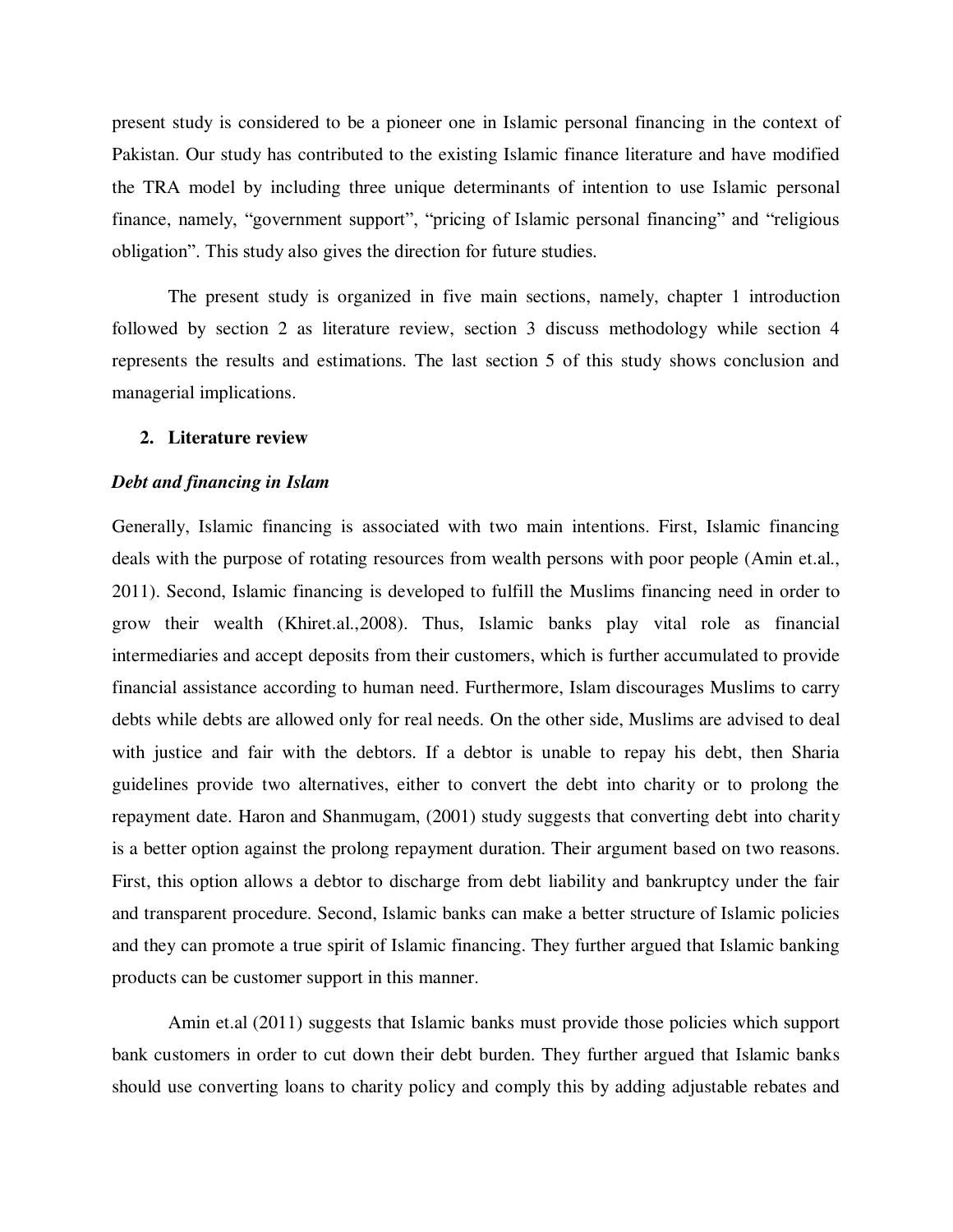present study is considered to be a pioneer one in Islamic personal financing in the context of Pakistan. Our study has contributed to the existing Islamic finance literature and have modified the TRA model by including three unique determinants of intention to use Islamic personal finance, namely, "government support", "pricing of Islamic personal financing" and "religious obligation". This study also gives the direction for future studies.

The present study is organized in five main sections, namely, chapter 1 introduction followed by section 2 as literature review, section 3 discuss methodology while section 4 represents the results and estimations. The last section 5 of this study shows conclusion and managerial implications.

## 2. Literature review

### *Debt and financing in Islam*

Generally, Islamic financing is associated with two main intentions. First, Islamic financing deals with the purpose of rotating resources from wealth persons with poor people (Amin et.al., 2011). Second, Islamic financing is developed to fulfill the Muslims financing need in order to grow their wealth (Khiret.al.,2008). Thus, Islamic banks play vital role as financial intermediaries and accept deposits from their customers, which is further accumulated to provide financial assistance according to human need. Furthermore, Islam discourages Muslims to carry debts while debts are allowed only for real needs. On the other side, Muslims are advised to deal with justice and fair with the debtors. If a debtor is unable to repay his debt, then Sharia guidelines provide two alternatives, either to convert the debt into charity or to prolong the repayment date. Haron and Shanmugam, (2001) study suggests that converting debt into charity is a better option against the prolong repayment duration. Their argument based on two reasons. First, this option allows a debtor to discharge from debt liability and bankruptcy under the fair and transparent procedure. Second, Islamic banks can make a better structure of Islamic policies and they can promote a true spirit of Islamic financing. They further argued that Islamic banking products can be customer support in this manner.

Amin et.al (2011) suggests that Islamic banks must provide those policies which support bank customers in order to cut down their debt burden. They further argued that Islamic banks should use converting loans to charity policy and comply this by adding adjustable rebates and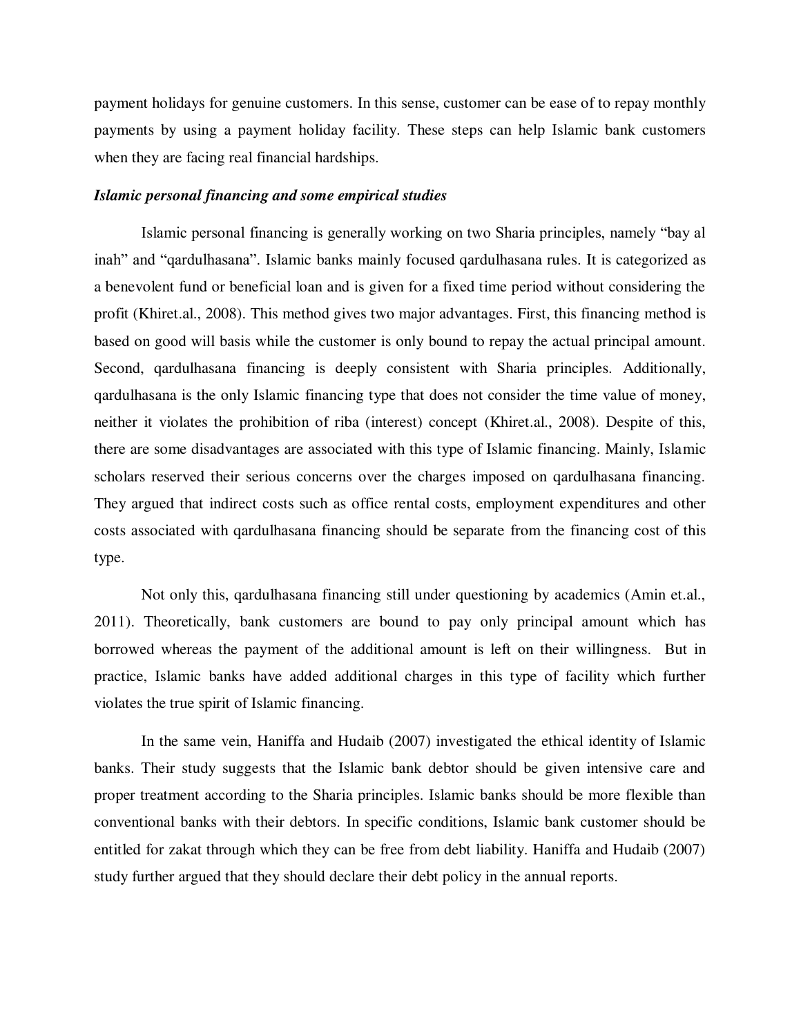payment holidays for genuine customers. In this sense, customer can be ease of to repay monthly payments by using a payment holiday facility. These steps can help Islamic bank customers when they are facing real financial hardships.

***Islamic personal financing and some empirical studies***

Islamic personal financing is generally working on two Sharia principles, namely "bay al inah" and "qardulhasana". Islamic banks mainly focused qardulhasana rules. It is categorized as a benevolent fund or beneficial loan and is given for a fixed time period without considering the profit (Khiret.al., 2008). This method gives two major advantages. First, this financing method is based on good will basis while the customer is only bound to repay the actual principal amount. Second, qardulhasana financing is deeply consistent with Sharia principles. Additionally, qardulhasana is the only Islamic financing type that does not consider the time value of money, neither it violates the prohibition of riba (interest) concept (Khiret.al., 2008). Despite of this, there are some disadvantages are associated with this type of Islamic financing. Mainly, Islamic scholars reserved their serious concerns over the charges imposed on qardulhasana financing. They argued that indirect costs such as office rental costs, employment expenditures and other costs associated with qardulhasana financing should be separate from the financing cost of this type.

Not only this, qardulhasana financing still under questioning by academics (Amin et.al., 2011). Theoretically, bank customers are bound to pay only principal amount which has borrowed whereas the payment of the additional amount is left on their willingness. But in practice, Islamic banks have added additional charges in this type of facility which further violates the true spirit of Islamic financing.

In the same vein, Haniffa and Hudaib (2007) investigated the ethical identity of Islamic banks. Their study suggests that the Islamic bank debtor should be given intensive care and proper treatment according to the Sharia principles. Islamic banks should be more flexible than conventional banks with their debtors. In specific conditions, Islamic bank customer should be entitled for zakat through which they can be free from debt liability. Haniffa and Hudaib (2007) study further argued that they should declare their debt policy in the annual reports.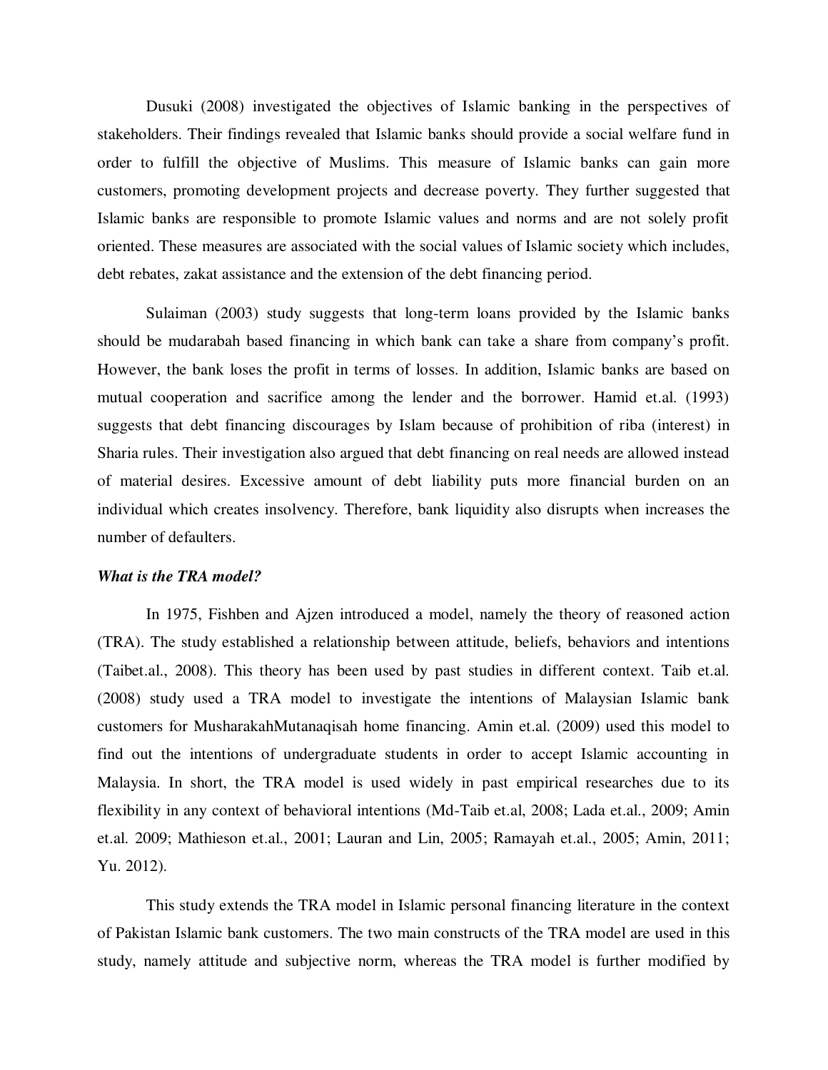Dusuki (2008) investigated the objectives of Islamic banking in the perspectives of stakeholders. Their findings revealed that Islamic banks should provide a social welfare fund in order to fulfill the objective of Muslims. This measure of Islamic banks can gain more customers, promoting development projects and decrease poverty. They further suggested that Islamic banks are responsible to promote Islamic values and norms and are not solely profit oriented. These measures are associated with the social values of Islamic society which includes, debt rebates, zakat assistance and the extension of the debt financing period.

Sulaiman (2003) study suggests that long-term loans provided by the Islamic banks should be mudarabah based financing in which bank can take a share from company's profit. However, the bank loses the profit in terms of losses. In addition, Islamic banks are based on mutual cooperation and sacrifice among the lender and the borrower. Hamid et.al. (1993) suggests that debt financing discourages by Islam because of prohibition of riba (interest) in Sharia rules. Their investigation also argued that debt financing on real needs are allowed instead of material desires. Excessive amount of debt liability puts more financial burden on an individual which creates insolvency. Therefore, bank liquidity also disrupts when increases the number of defaulters.

***What is the TRA model?***

In 1975, Fishben and Ajzen introduced a model, namely the theory of reasoned action (TRA). The study established a relationship between attitude, beliefs, behaviors and intentions (Taibet.al., 2008). This theory has been used by past studies in different context. Taib et.al. (2008) study used a TRA model to investigate the intentions of Malaysian Islamic bank customers for MusharakahMutanaqisah home financing. Amin et.al. (2009) used this model to find out the intentions of undergraduate students in order to accept Islamic accounting in Malaysia. In short, the TRA model is used widely in past empirical researches due to its flexibility in any context of behavioral intentions (Md-Taib et.al, 2008; Lada et.al., 2009; Amin et.al. 2009; Mathieson et.al., 2001; Lauran and Lin, 2005; Ramayah et.al., 2005; Amin, 2011; Yu. 2012).

This study extends the TRA model in Islamic personal financing literature in the context of Pakistan Islamic bank customers. The two main constructs of the TRA model are used in this study, namely attitude and subjective norm, whereas the TRA model is further modified by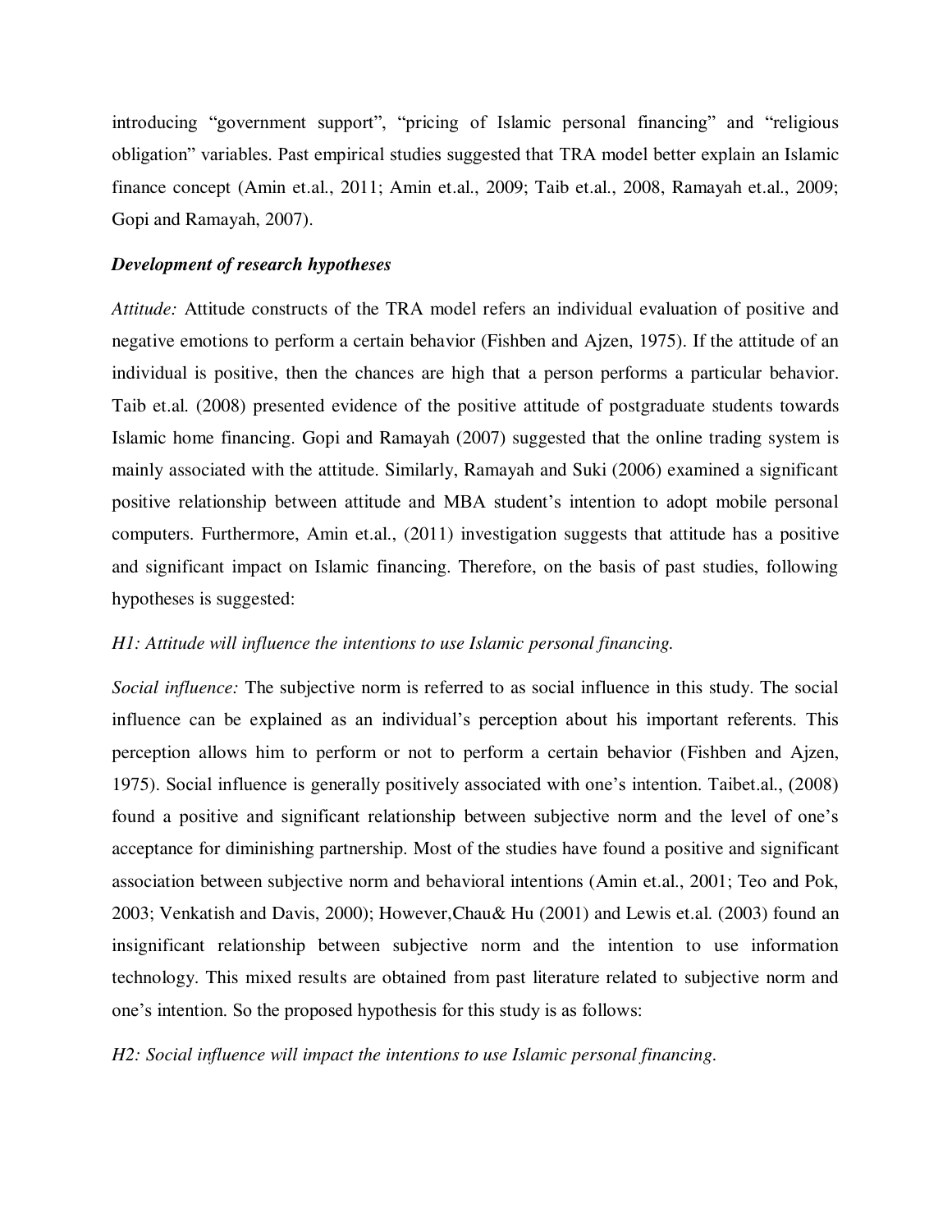introducing “government support”, “pricing of Islamic personal financing” and “religious obligation” variables. Past empirical studies suggested that TRA model better explain an Islamic finance concept (Amin et.al., 2011; Amin et.al., 2009; Taib et.al., 2008, Ramayah et.al., 2009; Gopi and Ramayah, 2007).

### *Development of research hypotheses*

*Attitude:* Attitude constructs of the TRA model refers an individual evaluation of positive and negative emotions to perform a certain behavior (Fishben and Ajzen, 1975). If the attitude of an individual is positive, then the chances are high that a person performs a particular behavior. Taib et.al. (2008) presented evidence of the positive attitude of postgraduate students towards Islamic home financing. Gopi and Ramayah (2007) suggested that the online trading system is mainly associated with the attitude. Similarly, Ramayah and Suki (2006) examined a significant positive relationship between attitude and MBA student’s intention to adopt mobile personal computers. Furthermore, Amin et.al., (2011) investigation suggests that attitude has a positive and significant impact on Islamic financing. Therefore, on the basis of past studies, following hypotheses is suggested:

*H1: Attitude will influence the intentions to use Islamic personal financing.*

*Social influence:* The subjective norm is referred to as social influence in this study. The social influence can be explained as an individual’s perception about his important referents. This perception allows him to perform or not to perform a certain behavior (Fishben and Ajzen, 1975). Social influence is generally positively associated with one’s intention. Taibet.al., (2008) found a positive and significant relationship between subjective norm and the level of one’s acceptance for diminishing partnership. Most of the studies have found a positive and significant association between subjective norm and behavioral intentions (Amin et.al., 2001; Teo and Pok, 2003; Venkatish and Davis, 2000); However,Chau& Hu (2001) and Lewis et.al. (2003) found an insignificant relationship between subjective norm and the intention to use information technology. This mixed results are obtained from past literature related to subjective norm and one’s intention. So the proposed hypothesis for this study is as follows:

*H2: Social influence will impact the intentions to use Islamic personal financing.*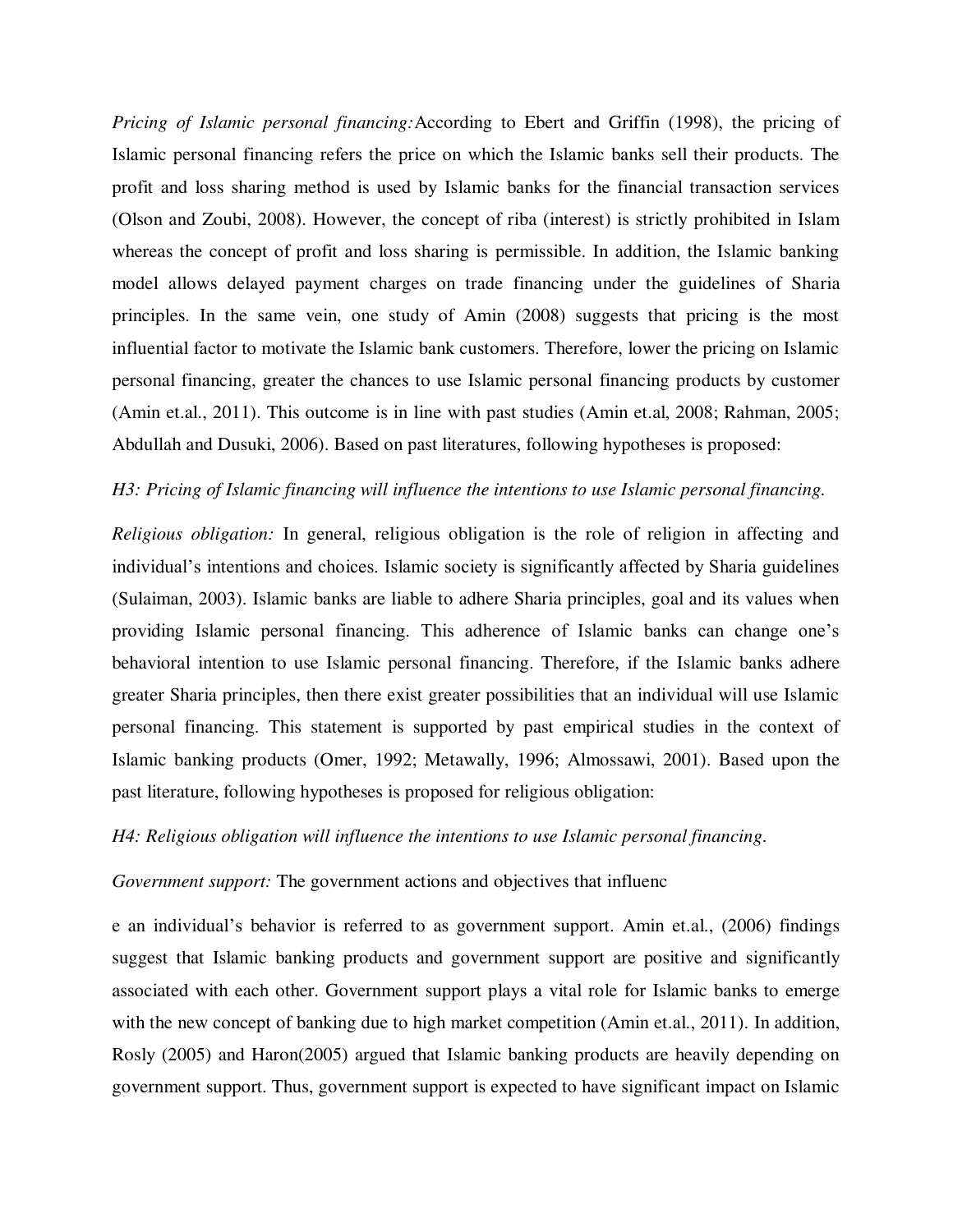*Pricing of Islamic personal financing:*According to Ebert and Griffin (1998), the pricing of Islamic personal financing refers the price on which the Islamic banks sell their products. The profit and loss sharing method is used by Islamic banks for the financial transaction services (Olson and Zoubi, 2008). However, the concept of riba (interest) is strictly prohibited in Islam whereas the concept of profit and loss sharing is permissible. In addition, the Islamic banking model allows delayed payment charges on trade financing under the guidelines of Sharia principles. In the same vein, one study of Amin (2008) suggests that pricing is the most influential factor to motivate the Islamic bank customers. Therefore, lower the pricing on Islamic personal financing, greater the chances to use Islamic personal financing products by customer (Amin et.al., 2011). This outcome is in line with past studies (Amin et.al, 2008; Rahman, 2005; Abdullah and Dusuki, 2006). Based on past literatures, following hypotheses is proposed:

*H3: Pricing of Islamic financing will influence the intentions to use Islamic personal financing.*

*Religious obligation:* In general, religious obligation is the role of religion in affecting and individual's intentions and choices. Islamic society is significantly affected by Sharia guidelines (Sulaiman, 2003). Islamic banks are liable to adhere Sharia principles, goal and its values when providing Islamic personal financing. This adherence of Islamic banks can change one's behavioral intention to use Islamic personal financing. Therefore, if the Islamic banks adhere greater Sharia principles, then there exist greater possibilities that an individual will use Islamic personal financing. This statement is supported by past empirical studies in the context of Islamic banking products (Omer, 1992; Metawally, 1996; Almossawi, 2001). Based upon the past literature, following hypotheses is proposed for religious obligation:

*H4: Religious obligation will influence the intentions to use Islamic personal financing.*

*Government support:* The government actions and objectives that influence an individual's behavior is referred to as government support. Amin et.al., (2006) findings suggest that Islamic banking products and government support are positive and significantly associated with each other. Government support plays a vital role for Islamic banks to emerge with the new concept of banking due to high market competition (Amin et.al., 2011). In addition, Rosly (2005) and Haron(2005) argued that Islamic banking products are heavily depending on government support. Thus, government support is expected to have significant impact on Islamic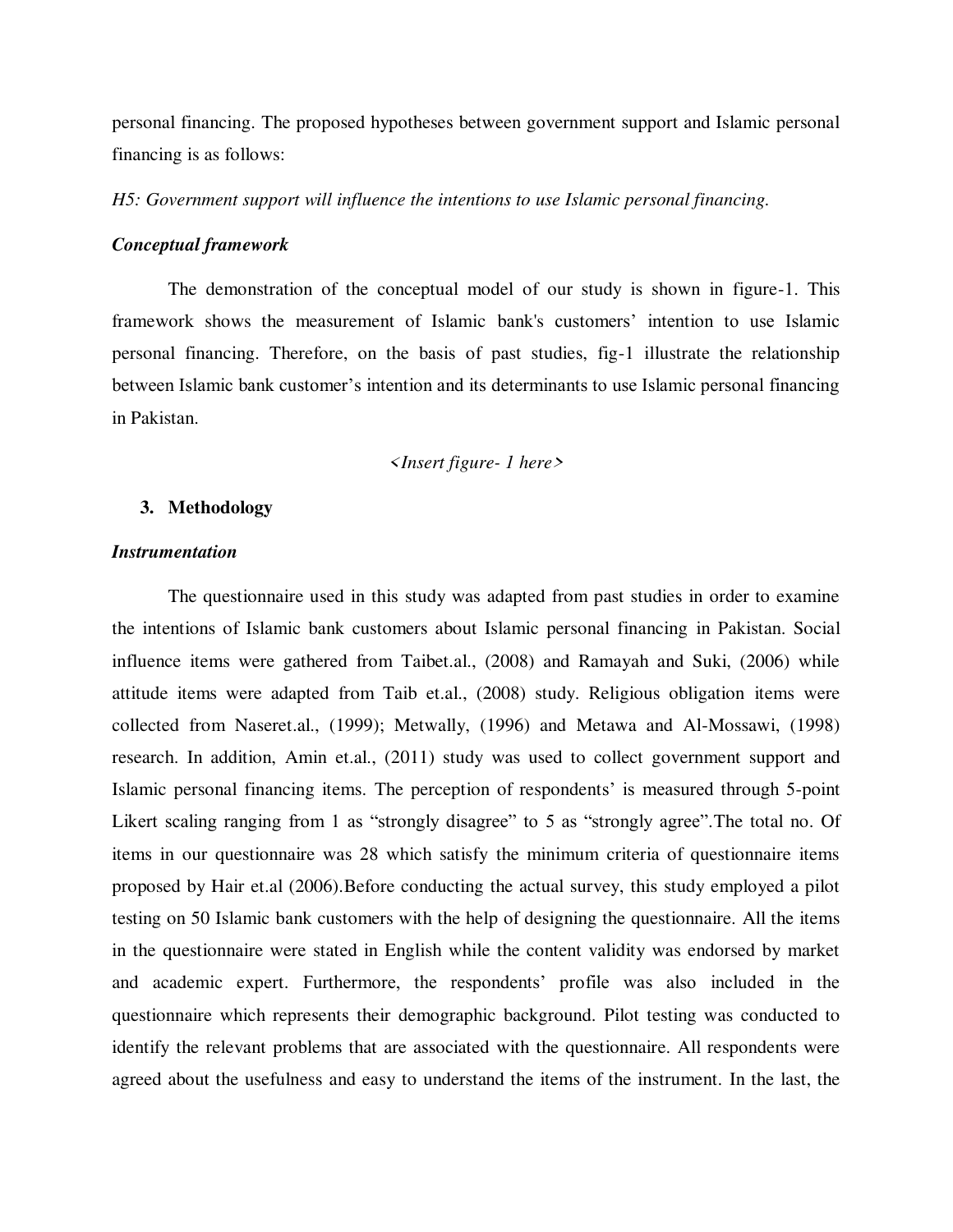personal financing. The proposed hypotheses between government support and Islamic personal financing is as follows:

*H5: Government support will influence the intentions to use Islamic personal financing.*

***Conceptual framework***

The demonstration of the conceptual model of our study is shown in figure-1. This framework shows the measurement of Islamic bank's customers' intention to use Islamic personal financing. Therefore, on the basis of past studies, fig-1 illustrate the relationship between Islamic bank customer's intention and its determinants to use Islamic personal financing in Pakistan.

*<Insert figure- 1 here>*

## 3. Methodology

***Instrumentation***

The questionnaire used in this study was adapted from past studies in order to examine the intentions of Islamic bank customers about Islamic personal financing in Pakistan. Social influence items were gathered from Taibet.al., (2008) and Ramayah and Suki, (2006) while attitude items were adapted from Taib et.al., (2008) study. Religious obligation items were collected from Naseret.al., (1999); Metwally, (1996) and Metawa and Al-Mossawi, (1998) research. In addition, Amin et.al., (2011) study was used to collect government support and Islamic personal financing items. The perception of respondents' is measured through 5-point Likert scaling ranging from 1 as "strongly disagree" to 5 as "strongly agree".The total no. Of items in our questionnaire was 28 which satisfy the minimum criteria of questionnaire items proposed by Hair et.al (2006).Before conducting the actual survey, this study employed a pilot testing on 50 Islamic bank customers with the help of designing the questionnaire. All the items in the questionnaire were stated in English while the content validity was endorsed by market and academic expert. Furthermore, the respondents' profile was also included in the questionnaire which represents their demographic background. Pilot testing was conducted to identify the relevant problems that are associated with the questionnaire. All respondents were agreed about the usefulness and easy to understand the items of the instrument. In the last, the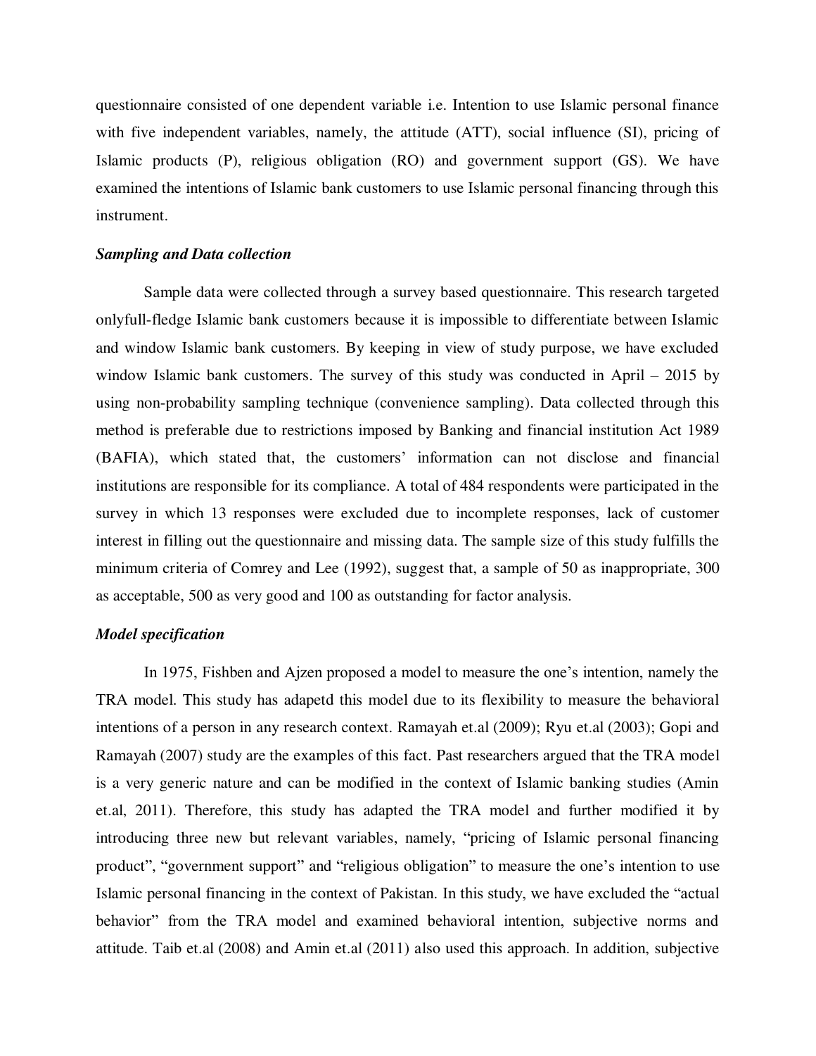questionnaire consisted of one dependent variable i.e. Intention to use Islamic personal finance with five independent variables, namely, the attitude (ATT), social influence (SI), pricing of Islamic products (P), religious obligation (RO) and government support (GS). We have examined the intentions of Islamic bank customers to use Islamic personal financing through this instrument.

***Sampling and Data collection***

Sample data were collected through a survey based questionnaire. This research targeted onlyfull-fledge Islamic bank customers because it is impossible to differentiate between Islamic and window Islamic bank customers. By keeping in view of study purpose, we have excluded window Islamic bank customers. The survey of this study was conducted in April – 2015 by using non-probability sampling technique (convenience sampling). Data collected through this method is preferable due to restrictions imposed by Banking and financial institution Act 1989 (BAFIA), which stated that, the customers' information can not disclose and financial institutions are responsible for its compliance. A total of 484 respondents were participated in the survey in which 13 responses were excluded due to incomplete responses, lack of customer interest in filling out the questionnaire and missing data. The sample size of this study fulfills the minimum criteria of Comrey and Lee (1992), suggest that, a sample of 50 as inappropriate, 300 as acceptable, 500 as very good and 100 as outstanding for factor analysis.

***Model specification***

In 1975, Fishben and Ajzen proposed a model to measure the one's intention, namely the TRA model. This study has adapetd this model due to its flexibility to measure the behavioral intentions of a person in any research context. Ramayah et.al (2009); Ryu et.al (2003); Gopi and Ramayah (2007) study are the examples of this fact. Past researchers argued that the TRA model is a very generic nature and can be modified in the context of Islamic banking studies (Amin et.al, 2011). Therefore, this study has adapted the TRA model and further modified it by introducing three new but relevant variables, namely, "pricing of Islamic personal financing product", "government support" and "religious obligation" to measure the one's intention to use Islamic personal financing in the context of Pakistan. In this study, we have excluded the "actual behavior" from the TRA model and examined behavioral intention, subjective norms and attitude. Taib et.al (2008) and Amin et.al (2011) also used this approach. In addition, subjective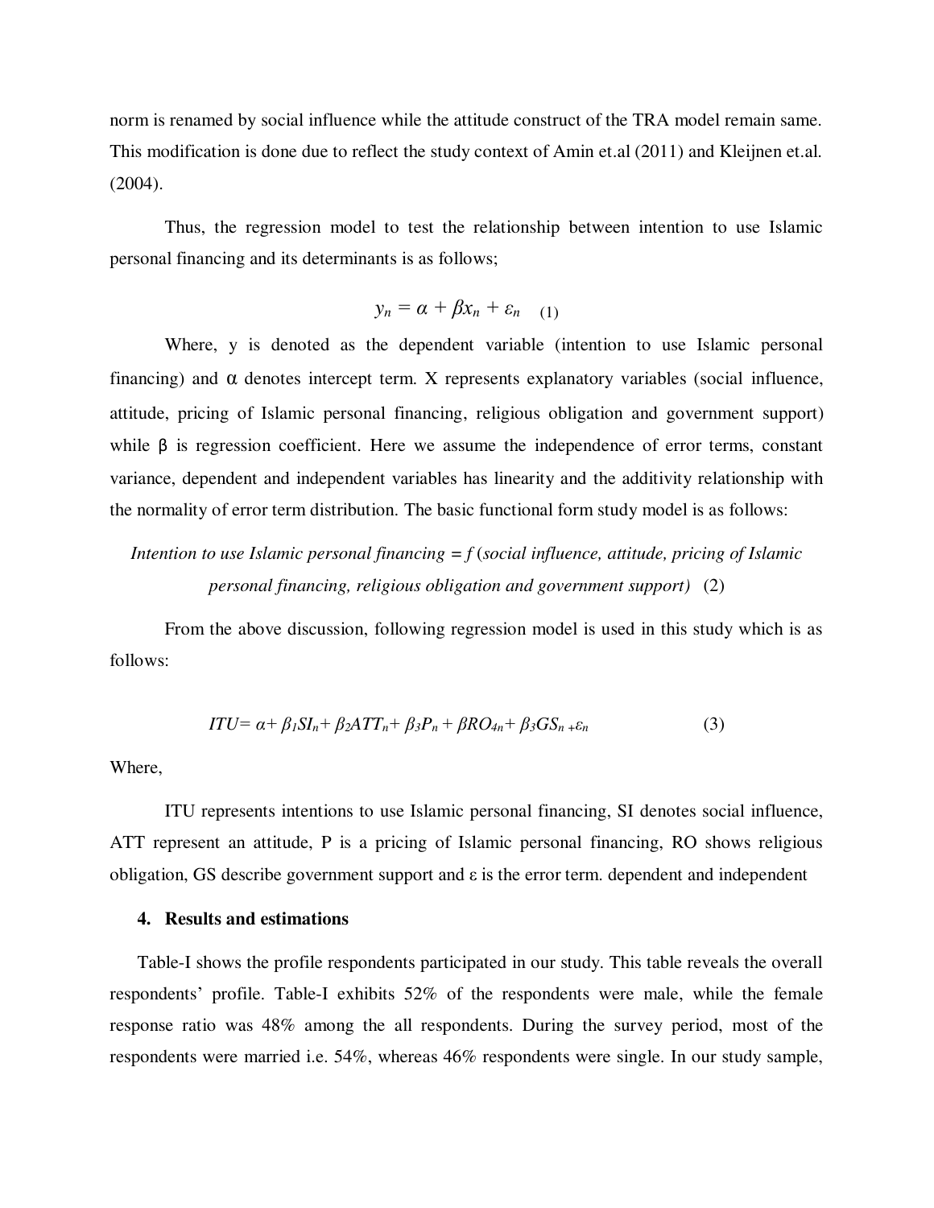norm is renamed by social influence while the attitude construct of the TRA model remain same. This modification is done due to reflect the study context of Amin et.al (2011) and Kleijnen et.al. (2004).

Thus, the regression model to test the relationship between intention to use Islamic personal financing and its determinants is as follows;

$$y_n = \alpha + \beta x_n + \varepsilon_n \quad (1)$$

Where, y is denoted as the dependent variable (intention to use Islamic personal financing) and α denotes intercept term. X represents explanatory variables (social influence, attitude, pricing of Islamic personal financing, religious obligation and government support) while β is regression coefficient. Here we assume the independence of error terms, constant variance, dependent and independent variables has linearity and the additivity relationship with the normality of error term distribution. The basic functional form study model is as follows:

*Intention to use Islamic personal financing = f (social influence, attitude, pricing of Islamic personal financing, religious obligation and government support)* (2)

From the above discussion, following regression model is used in this study which is as follows:

$$ITU = \alpha + \beta_1 SI_n + \beta_2 ATT_n + \beta_3 P_n + \beta RO_{4n} + \beta_3 GS_n + \varepsilon_n \quad (3)$$

Where,

ITU represents intentions to use Islamic personal financing, SI denotes social influence, ATT represent an attitude, P is a pricing of Islamic personal financing, RO shows religious obligation, GS describe government support and ε is the error term. dependent and independent

## 4. Results and estimations

Table-I shows the profile respondents participated in our study. This table reveals the overall respondents' profile. Table-I exhibits 52% of the respondents were male, while the female response ratio was 48% among the all respondents. During the survey period, most of the respondents were married i.e. 54%, whereas 46% respondents were single. In our study sample,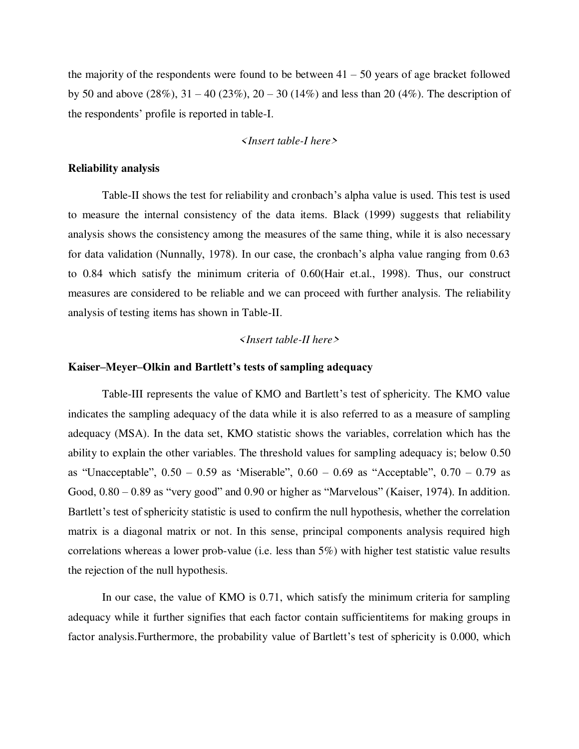the majority of the respondents were found to be between 41 – 50 years of age bracket followed by 50 and above (28%), 31 – 40 (23%), 20 – 30 (14%) and less than 20 (4%). The description of the respondents' profile is reported in table-I.

*<Insert table-I here>*

**Reliability analysis**

Table-II shows the test for reliability and cronbach's alpha value is used. This test is used to measure the internal consistency of the data items. Black (1999) suggests that reliability analysis shows the consistency among the measures of the same thing, while it is also necessary for data validation (Nunnally, 1978). In our case, the cronbach's alpha value ranging from 0.63 to 0.84 which satisfy the minimum criteria of 0.60(Hair et.al., 1998). Thus, our construct measures are considered to be reliable and we can proceed with further analysis. The reliability analysis of testing items has shown in Table-II.

*<Insert table-II here>*

**Kaiser–Meyer–Olkin and Bartlett's tests of sampling adequacy**

Table-III represents the value of KMO and Bartlett's test of sphericity. The KMO value indicates the sampling adequacy of the data while it is also referred to as a measure of sampling adequacy (MSA). In the data set, KMO statistic shows the variables, correlation which has the ability to explain the other variables. The threshold values for sampling adequacy is; below 0.50 as "Unacceptable", 0.50 – 0.59 as 'Miserable", 0.60 – 0.69 as "Acceptable", 0.70 – 0.79 as Good, 0.80 – 0.89 as "very good" and 0.90 or higher as "Marvelous" (Kaiser, 1974). In addition. Bartlett's test of sphericity statistic is used to confirm the null hypothesis, whether the correlation matrix is a diagonal matrix or not. In this sense, principal components analysis required high correlations whereas a lower prob-value (i.e. less than 5%) with higher test statistic value results the rejection of the null hypothesis.

In our case, the value of KMO is 0.71, which satisfy the minimum criteria for sampling adequacy while it further signifies that each factor contain sufficientitems for making groups in factor analysis.Furthermore, the probability value of Bartlett's test of sphericity is 0.000, which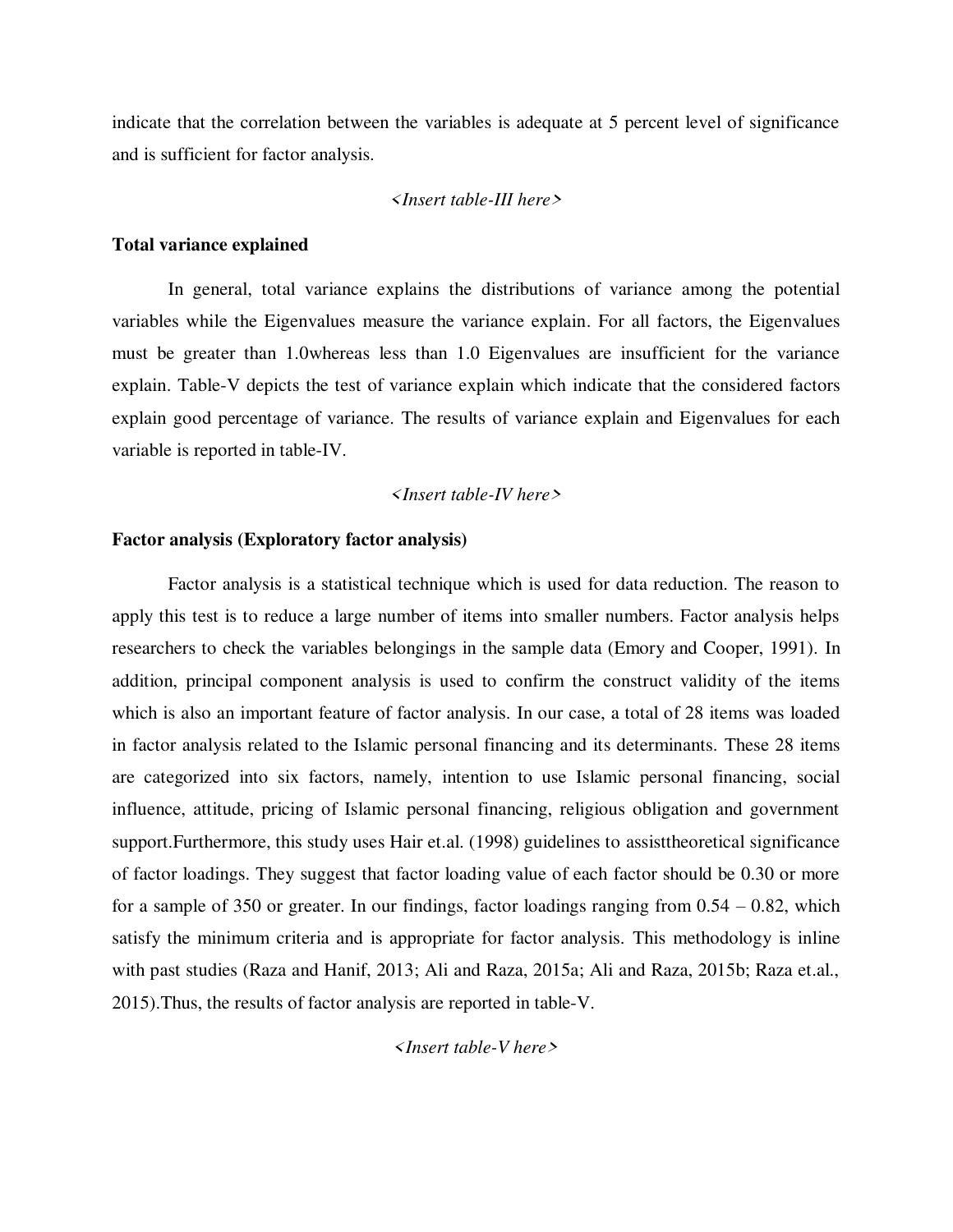indicate that the correlation between the variables is adequate at 5 percent level of significance and is sufficient for factor analysis.

*<Insert table-III here>*

**Total variance explained**

In general, total variance explains the distributions of variance among the potential variables while the Eigenvalues measure the variance explain. For all factors, the Eigenvalues must be greater than 1.0whereas less than 1.0 Eigenvalues are insufficient for the variance explain. Table-V depicts the test of variance explain which indicate that the considered factors explain good percentage of variance. The results of variance explain and Eigenvalues for each variable is reported in table-IV.

*<Insert table-IV here>*

**Factor analysis (Exploratory factor analysis)**

Factor analysis is a statistical technique which is used for data reduction. The reason to apply this test is to reduce a large number of items into smaller numbers. Factor analysis helps researchers to check the variables belongings in the sample data (Emory and Cooper, 1991). In addition, principal component analysis is used to confirm the construct validity of the items which is also an important feature of factor analysis. In our case, a total of 28 items was loaded in factor analysis related to the Islamic personal financing and its determinants. These 28 items are categorized into six factors, namely, intention to use Islamic personal financing, social influence, attitude, pricing of Islamic personal financing, religious obligation and government support.Furthermore, this study uses Hair et.al. (1998) guidelines to assisttheoretical significance of factor loadings. They suggest that factor loading value of each factor should be 0.30 or more for a sample of 350 or greater. In our findings, factor loadings ranging from 0.54 – 0.82, which satisfy the minimum criteria and is appropriate for factor analysis. This methodology is inline with past studies (Raza and Hanif, 2013; Ali and Raza, 2015a; Ali and Raza, 2015b; Raza et.al., 2015).Thus, the results of factor analysis are reported in table-V.

*<Insert table-V here>*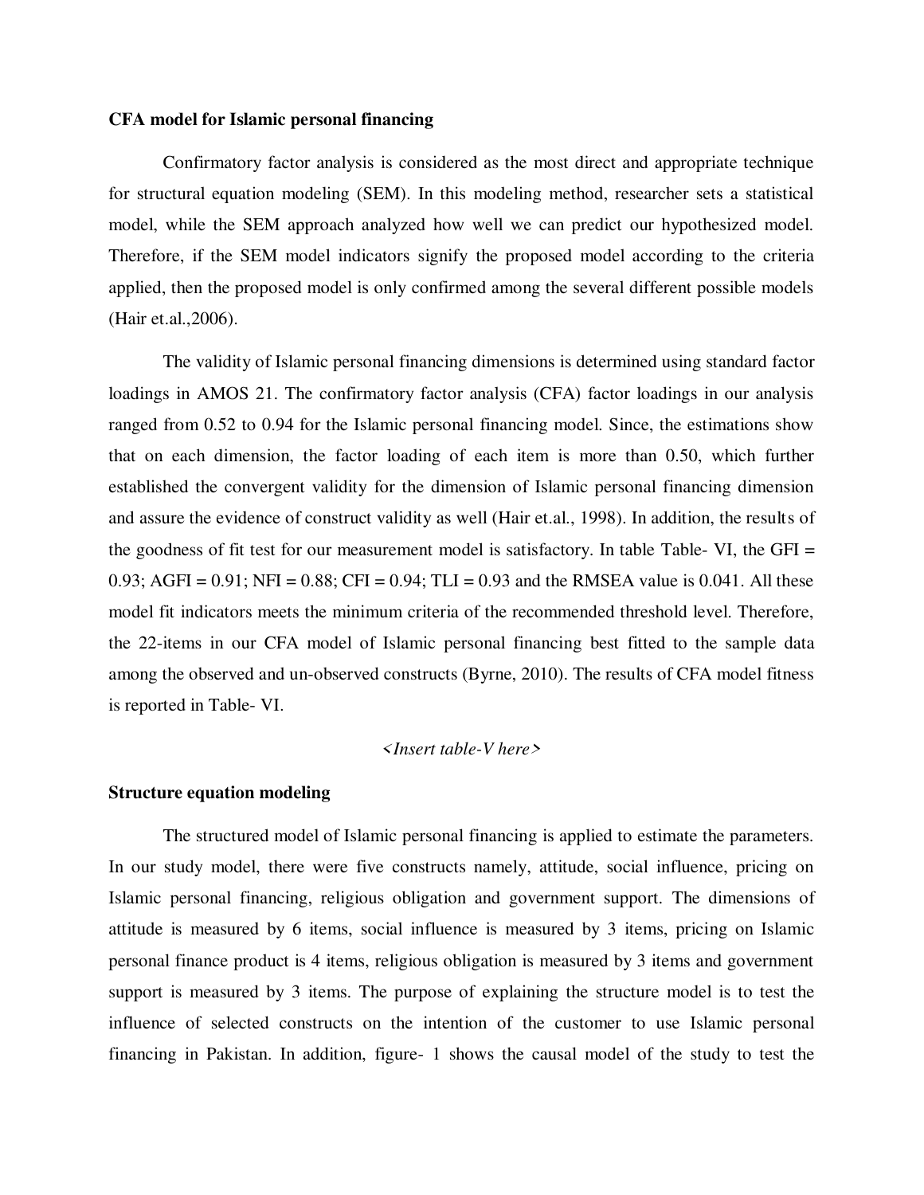**CFA model for Islamic personal financing**

Confirmatory factor analysis is considered as the most direct and appropriate technique for structural equation modeling (SEM). In this modeling method, researcher sets a statistical model, while the SEM approach analyzed how well we can predict our hypothesized model. Therefore, if the SEM model indicators signify the proposed model according to the criteria applied, then the proposed model is only confirmed among the several different possible models (Hair et.al.,2006).

The validity of Islamic personal financing dimensions is determined using standard factor loadings in AMOS 21. The confirmatory factor analysis (CFA) factor loadings in our analysis ranged from 0.52 to 0.94 for the Islamic personal financing model. Since, the estimations show that on each dimension, the factor loading of each item is more than 0.50, which further established the convergent validity for the dimension of Islamic personal financing dimension and assure the evidence of construct validity as well (Hair et.al., 1998). In addition, the results of the goodness of fit test for our measurement model is satisfactory. In table Table- VI, the GFI = 0.93; AGFI = 0.91; NFI = 0.88; CFI = 0.94; TLI = 0.93 and the RMSEA value is 0.041. All these model fit indicators meets the minimum criteria of the recommended threshold level. Therefore, the 22-items in our CFA model of Islamic personal financing best fitted to the sample data among the observed and un-observed constructs (Byrne, 2010). The results of CFA model fitness is reported in Table- VI.

*<Insert table-V here>*

**Structure equation modeling**

The structured model of Islamic personal financing is applied to estimate the parameters. In our study model, there were five constructs namely, attitude, social influence, pricing on Islamic personal financing, religious obligation and government support. The dimensions of attitude is measured by 6 items, social influence is measured by 3 items, pricing on Islamic personal finance product is 4 items, religious obligation is measured by 3 items and government support is measured by 3 items. The purpose of explaining the structure model is to test the influence of selected constructs on the intention of the customer to use Islamic personal financing in Pakistan. In addition, figure- 1 shows the causal model of the study to test the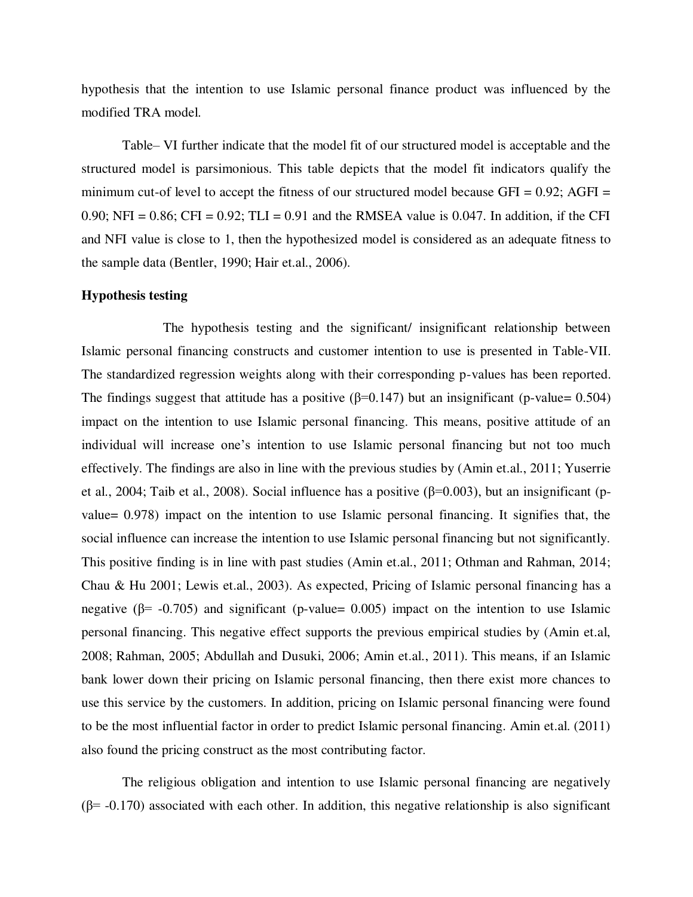hypothesis that the intention to use Islamic personal finance product was influenced by the modified TRA model.

Table– VI further indicate that the model fit of our structured model is acceptable and the structured model is parsimonious. This table depicts that the model fit indicators qualify the minimum cut-of level to accept the fitness of our structured model because GFI = 0.92; AGFI = 0.90; NFI = 0.86; CFI = 0.92; TLI = 0.91 and the RMSEA value is 0.047. In addition, if the CFI and NFI value is close to 1, then the hypothesized model is considered as an adequate fitness to the sample data (Bentler, 1990; Hair et.al., 2006).

**Hypothesis testing**

The hypothesis testing and the significant/ insignificant relationship between Islamic personal financing constructs and customer intention to use is presented in Table-VII. The standardized regression weights along with their corresponding p-values has been reported. The findings suggest that attitude has a positive ($\beta$=0.147) but an insignificant (p-value= 0.504) impact on the intention to use Islamic personal financing. This means, positive attitude of an individual will increase one's intention to use Islamic personal financing but not too much effectively. The findings are also in line with the previous studies by (Amin et.al., 2011; Yuserrie et al., 2004; Taib et al., 2008). Social influence has a positive ($\beta$=0.003), but an insignificant (p-value= 0.978) impact on the intention to use Islamic personal financing. It signifies that, the social influence can increase the intention to use Islamic personal financing but not significantly. This positive finding is in line with past studies (Amin et.al., 2011; Othman and Rahman, 2014; Chau & Hu 2001; Lewis et.al., 2003). As expected, Pricing of Islamic personal financing has a negative ($\beta$= -0.705) and significant (p-value= 0.005) impact on the intention to use Islamic personal financing. This negative effect supports the previous empirical studies by (Amin et.al, 2008; Rahman, 2005; Abdullah and Dusuki, 2006; Amin et.al., 2011). This means, if an Islamic bank lower down their pricing on Islamic personal financing, then there exist more chances to use this service by the customers. In addition, pricing on Islamic personal financing were found to be the most influential factor in order to predict Islamic personal financing. Amin et.al. (2011) also found the pricing construct as the most contributing factor.

The religious obligation and intention to use Islamic personal financing are negatively ($\beta$= -0.170) associated with each other. In addition, this negative relationship is also significant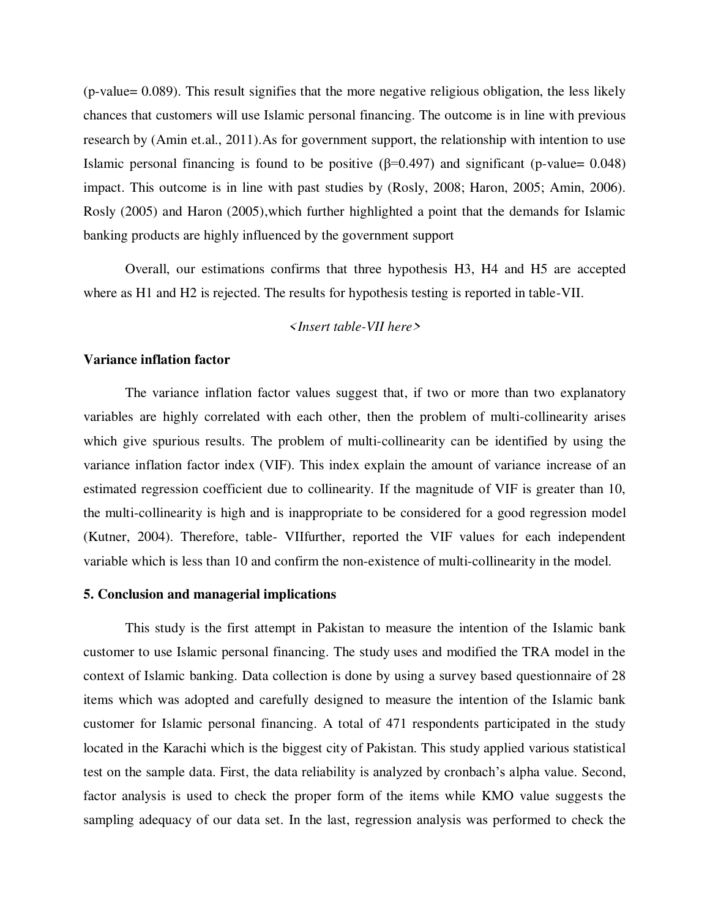(p-value= 0.089). This result signifies that the more negative religious obligation, the less likely chances that customers will use Islamic personal financing. The outcome is in line with previous research by (Amin et.al., 2011).As for government support, the relationship with intention to use Islamic personal financing is found to be positive (β=0.497) and significant (p-value= 0.048) impact. This outcome is in line with past studies by (Rosly, 2008; Haron, 2005; Amin, 2006). Rosly (2005) and Haron (2005),which further highlighted a point that the demands for Islamic banking products are highly influenced by the government support

Overall, our estimations confirms that three hypothesis H3, H4 and H5 are accepted where as H1 and H2 is rejected. The results for hypothesis testing is reported in table-VII.

*<Insert table-VII here>*

**Variance inflation factor**

The variance inflation factor values suggest that, if two or more than two explanatory variables are highly correlated with each other, then the problem of multi-collinearity arises which give spurious results. The problem of multi-collinearity can be identified by using the variance inflation factor index (VIF). This index explain the amount of variance increase of an estimated regression coefficient due to collinearity. If the magnitude of VIF is greater than 10, the multi-collinearity is high and is inappropriate to be considered for a good regression model (Kutner, 2004). Therefore, table- VIIfurther, reported the VIF values for each independent variable which is less than 10 and confirm the non-existence of multi-collinearity in the model.

**5. Conclusion and managerial implications**

This study is the first attempt in Pakistan to measure the intention of the Islamic bank customer to use Islamic personal financing. The study uses and modified the TRA model in the context of Islamic banking. Data collection is done by using a survey based questionnaire of 28 items which was adopted and carefully designed to measure the intention of the Islamic bank customer for Islamic personal financing. A total of 471 respondents participated in the study located in the Karachi which is the biggest city of Pakistan. This study applied various statistical test on the sample data. First, the data reliability is analyzed by cronbach's alpha value. Second, factor analysis is used to check the proper form of the items while KMO value suggests the sampling adequacy of our data set. In the last, regression analysis was performed to check the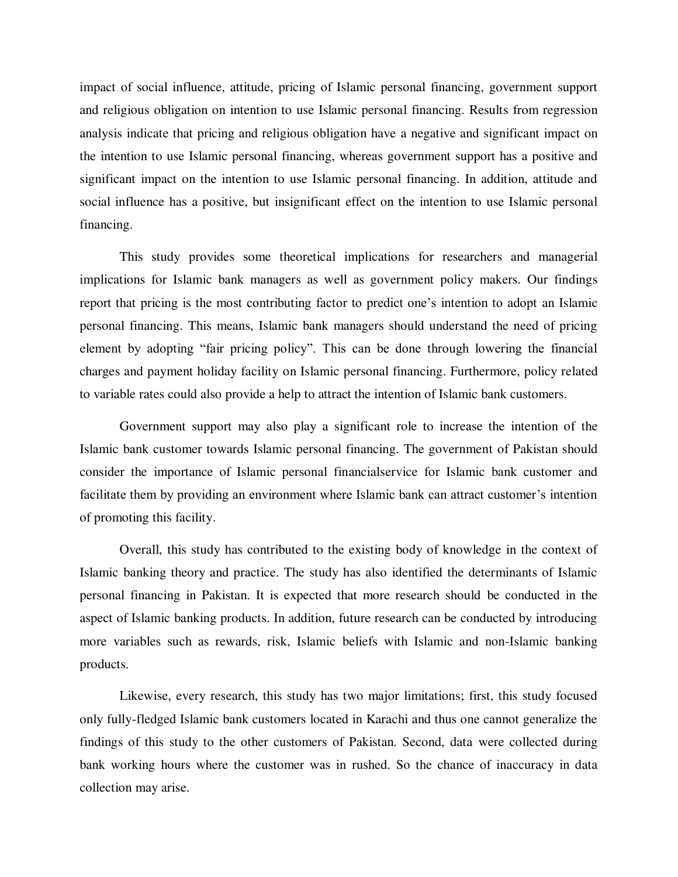impact of social influence, attitude, pricing of Islamic personal financing, government support and religious obligation on intention to use Islamic personal financing. Results from regression analysis indicate that pricing and religious obligation have a negative and significant impact on the intention to use Islamic personal financing, whereas government support has a positive and significant impact on the intention to use Islamic personal financing. In addition, attitude and social influence has a positive, but insignificant effect on the intention to use Islamic personal financing.

This study provides some theoretical implications for researchers and managerial implications for Islamic bank managers as well as government policy makers. Our findings report that pricing is the most contributing factor to predict one's intention to adopt an Islamic personal financing. This means, Islamic bank managers should understand the need of pricing element by adopting "fair pricing policy". This can be done through lowering the financial charges and payment holiday facility on Islamic personal financing. Furthermore, policy related to variable rates could also provide a help to attract the intention of Islamic bank customers.

Government support may also play a significant role to increase the intention of the Islamic bank customer towards Islamic personal financing. The government of Pakistan should consider the importance of Islamic personal financialservice for Islamic bank customer and facilitate them by providing an environment where Islamic bank can attract customer's intention of promoting this facility.

Overall, this study has contributed to the existing body of knowledge in the context of Islamic banking theory and practice. The study has also identified the determinants of Islamic personal financing in Pakistan. It is expected that more research should be conducted in the aspect of Islamic banking products. In addition, future research can be conducted by introducing more variables such as rewards, risk, Islamic beliefs with Islamic and non-Islamic banking products.

Likewise, every research, this study has two major limitations; first, this study focused only fully-fledged Islamic bank customers located in Karachi and thus one cannot generalize the findings of this study to the other customers of Pakistan. Second, data were collected during bank working hours where the customer was in rushed. So the chance of inaccuracy in data collection may arise.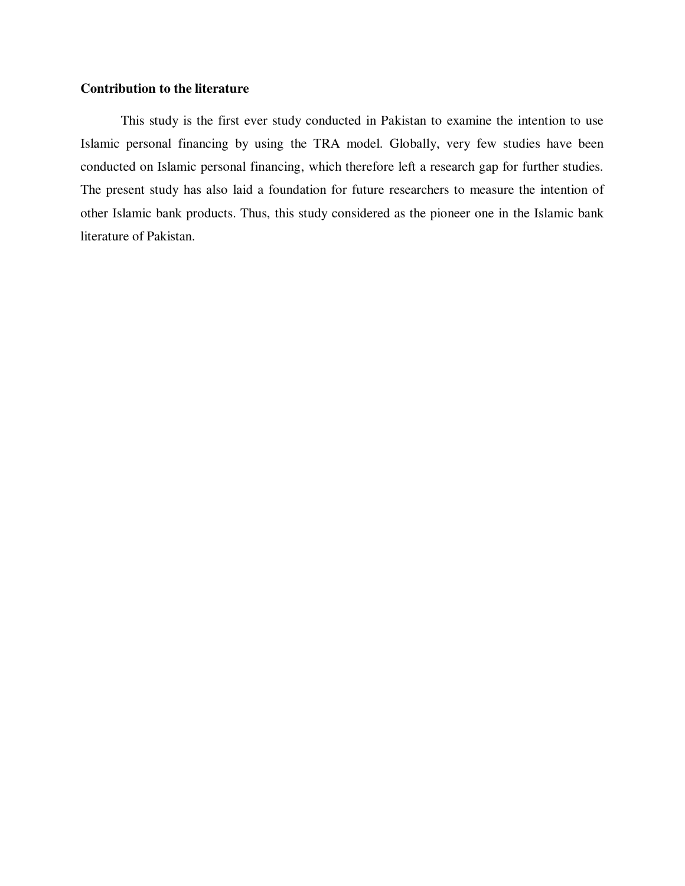### Contribution to the literature

This study is the first ever study conducted in Pakistan to examine the intention to use Islamic personal financing by using the TRA model. Globally, very few studies have been conducted on Islamic personal financing, which therefore left a research gap for further studies. The present study has also laid a foundation for future researchers to measure the intention of other Islamic bank products. Thus, this study considered as the pioneer one in the Islamic bank literature of Pakistan.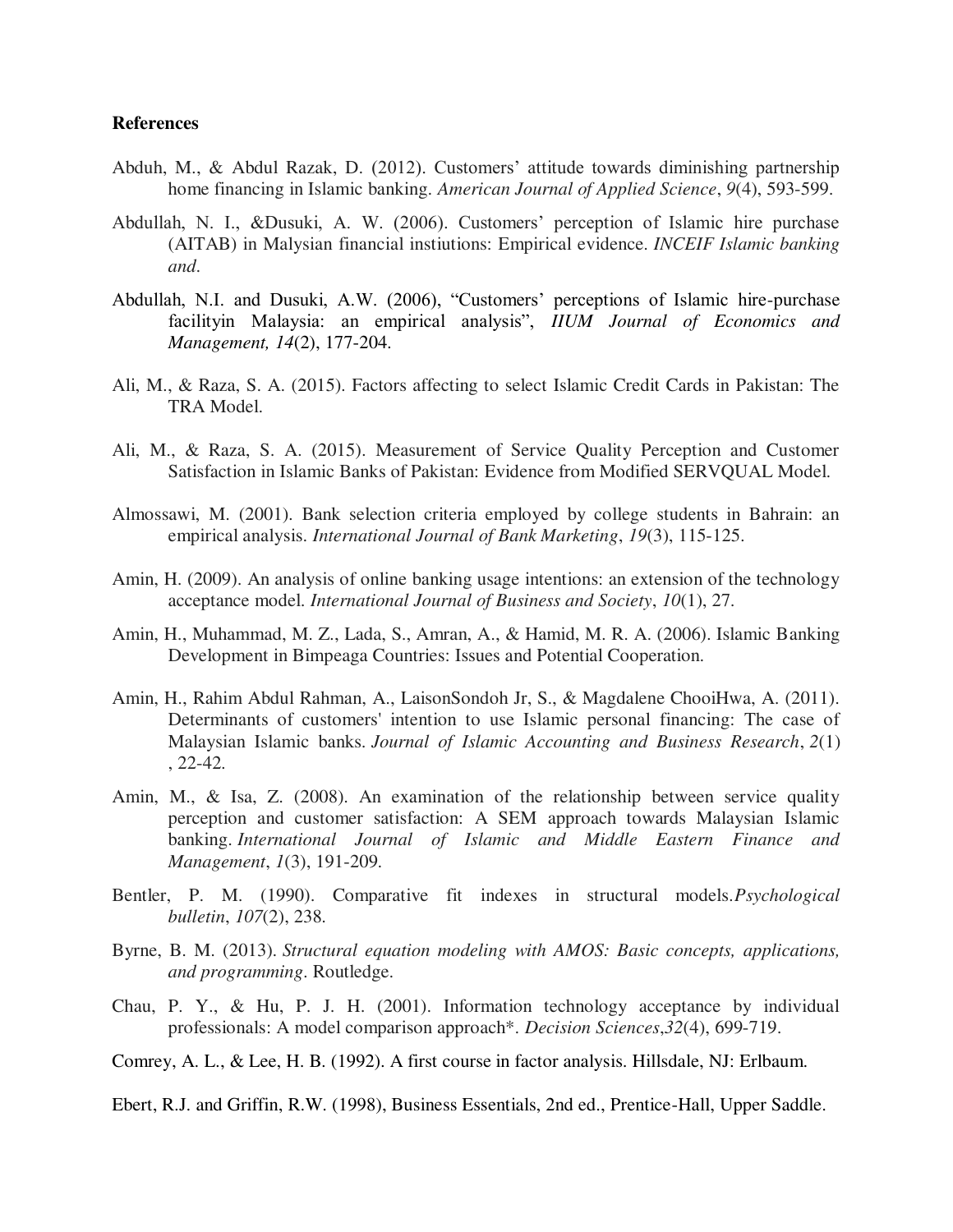**References**

Abduh, M., & Abdul Razak, D. (2012). Customers' attitude towards diminishing partnership home financing in Islamic banking. *American Journal of Applied Science*, *9*(4), 593-599.

Abdullah, N. I., &Dusuki, A. W. (2006). Customers' perception of Islamic hire purchase (AITAB) in Malysian financial instiutions: Empirical evidence. *INCEIF Islamic banking and*.

Abdullah, N.I. and Dusuki, A.W. (2006), "Customers' perceptions of Islamic hire-purchase facilityin Malaysia: an empirical analysis", *IIUM Journal of Economics and Management, 14*(2), 177-204.

Ali, M., & Raza, S. A. (2015). Factors affecting to select Islamic Credit Cards in Pakistan: The TRA Model.

Ali, M., & Raza, S. A. (2015). Measurement of Service Quality Perception and Customer Satisfaction in Islamic Banks of Pakistan: Evidence from Modified SERVQUAL Model.

Almossawi, M. (2001). Bank selection criteria employed by college students in Bahrain: an empirical analysis. *International Journal of Bank Marketing*, *19*(3), 115-125.

Amin, H. (2009). An analysis of online banking usage intentions: an extension of the technology acceptance model. *International Journal of Business and Society*, *10*(1), 27.

Amin, H., Muhammad, M. Z., Lada, S., Amran, A., & Hamid, M. R. A. (2006). Islamic Banking Development in Bimpeaga Countries: Issues and Potential Cooperation.

Amin, H., Rahim Abdul Rahman, A., LaisonSondoh Jr, S., & Magdalene ChooiHwa, A. (2011). Determinants of customers' intention to use Islamic personal financing: The case of Malaysian Islamic banks. *Journal of Islamic Accounting and Business Research*, *2*(1) , 22-42.

Amin, M., & Isa, Z. (2008). An examination of the relationship between service quality perception and customer satisfaction: A SEM approach towards Malaysian Islamic banking. *International Journal of Islamic and Middle Eastern Finance and Management*, *1*(3), 191-209.

Bentler, P. M. (1990). Comparative fit indexes in structural models.*Psychological bulletin*, *107*(2), 238.

Byrne, B. M. (2013). *Structural equation modeling with AMOS: Basic concepts, applications, and programming*. Routledge.

Chau, P. Y., & Hu, P. J. H. (2001). Information technology acceptance by individual professionals: A model comparison approach\*. *Decision Sciences*,*32*(4), 699-719.

Comrey, A. L., & Lee, H. B. (1992). A first course in factor analysis. Hillsdale, NJ: Erlbaum.

Ebert, R.J. and Griffin, R.W. (1998), Business Essentials, 2nd ed., Prentice-Hall, Upper Saddle.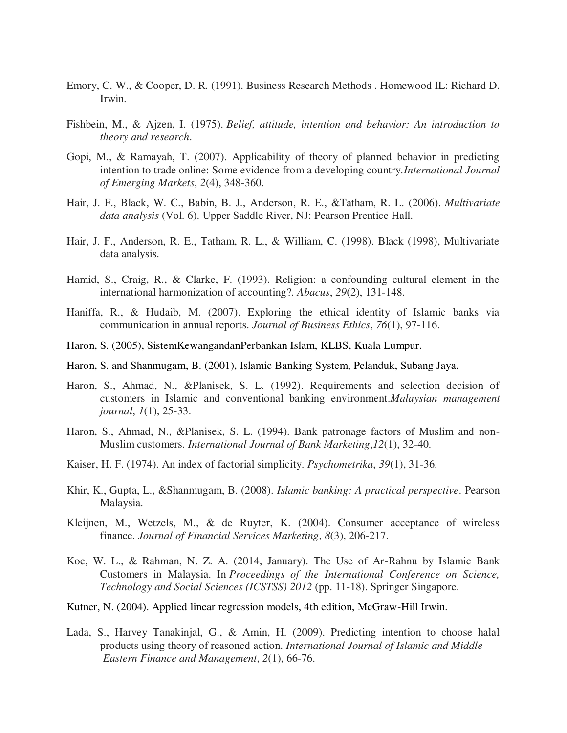Emory, C. W., & Cooper, D. R. (1991). Business Research Methods . Homewood IL: Richard D. Irwin.

Fishbein, M., & Ajzen, I. (1975). *Belief, attitude, intention and behavior: An introduction to theory and research*.

Gopi, M., & Ramayah, T. (2007). Applicability of theory of planned behavior in predicting intention to trade online: Some evidence from a developing country.*International Journal of Emerging Markets*, *2*(4), 348-360.

Hair, J. F., Black, W. C., Babin, B. J., Anderson, R. E., &Tatham, R. L. (2006). *Multivariate data analysis* (Vol. 6). Upper Saddle River, NJ: Pearson Prentice Hall.

Hair, J. F., Anderson, R. E., Tatham, R. L., & William, C. (1998). Black (1998), Multivariate data analysis.

Hamid, S., Craig, R., & Clarke, F. (1993). Religion: a confounding cultural element in the international harmonization of accounting?. *Abacus*, *29*(2), 131-148.

Haniffa, R., & Hudaib, M. (2007). Exploring the ethical identity of Islamic banks via communication in annual reports. *Journal of Business Ethics*, *76*(1), 97-116.

Haron, S. (2005), SistemKewangandanPerbankan Islam, KLBS, Kuala Lumpur.

Haron, S. and Shanmugam, B. (2001), Islamic Banking System, Pelanduk, Subang Jaya.

Haron, S., Ahmad, N., &Planisek, S. L. (1992). Requirements and selection decision of customers in Islamic and conventional banking environment.*Malaysian management journal*, *1*(1), 25-33.

Haron, S., Ahmad, N., &Planisek, S. L. (1994). Bank patronage factors of Muslim and non-Muslim customers. *International Journal of Bank Marketing*,*12*(1), 32-40.

Kaiser, H. F. (1974). An index of factorial simplicity. *Psychometrika*, *39*(1), 31-36.

Khir, K., Gupta, L., &Shanmugam, B. (2008). *Islamic banking: A practical perspective*. Pearson Malaysia.

Kleijnen, M., Wetzels, M., & de Ruyter, K. (2004). Consumer acceptance of wireless finance. *Journal of Financial Services Marketing*, *8*(3), 206-217.

Koe, W. L., & Rahman, N. Z. A. (2014, January). The Use of Ar-Rahnu by Islamic Bank Customers in Malaysia. In *Proceedings of the International Conference on Science, Technology and Social Sciences (ICSTSS) 2012* (pp. 11-18). Springer Singapore.

Kutner, N. (2004). Applied linear regression models, 4th edition, McGraw-Hill Irwin.

Lada, S., Harvey Tanakinjal, G., & Amin, H. (2009). Predicting intention to choose halal products using theory of reasoned action. *International Journal of Islamic and Middle Eastern Finance and Management*, *2*(1), 66-76.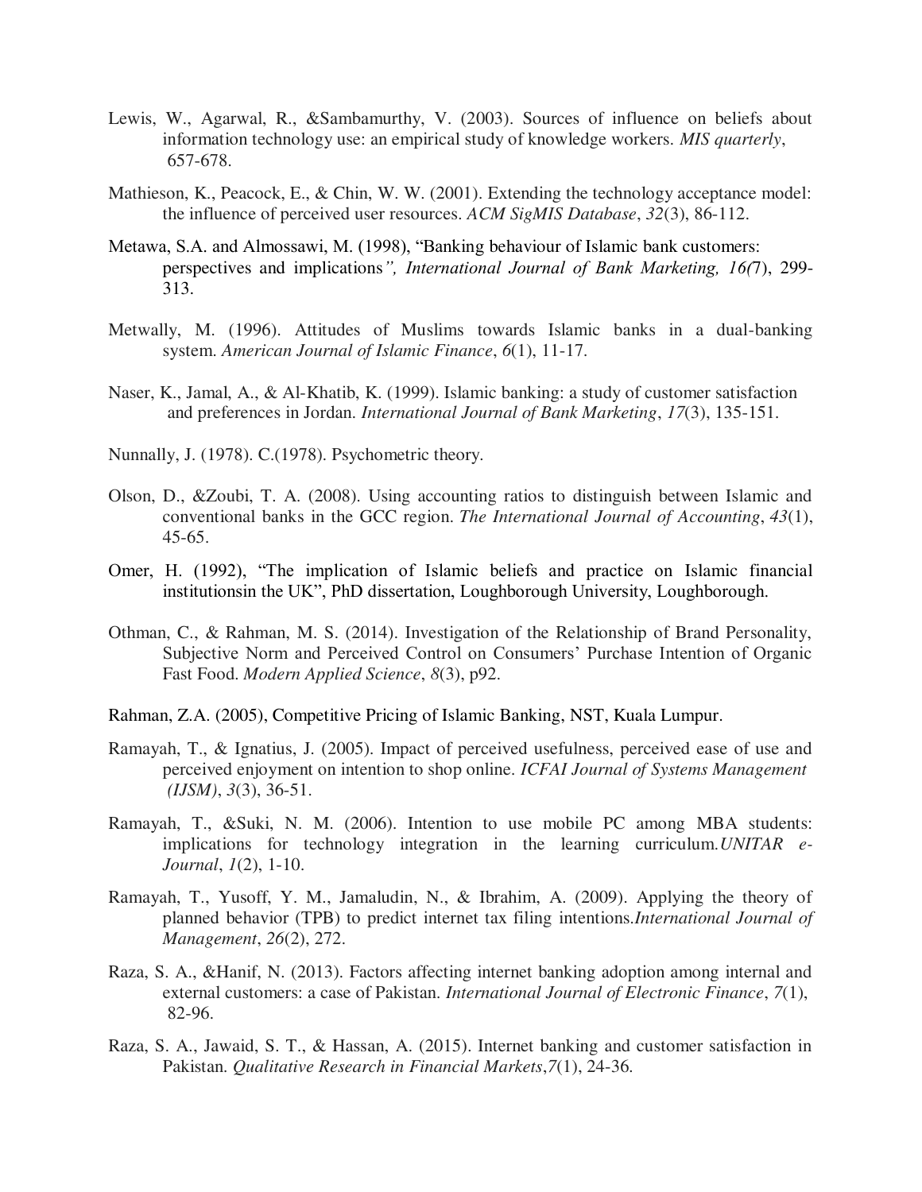Lewis, W., Agarwal, R., &Sambamurthy, V. (2003). Sources of influence on beliefs about information technology use: an empirical study of knowledge workers. *MIS quarterly*, 657-678.

Mathieson, K., Peacock, E., & Chin, W. W. (2001). Extending the technology acceptance model: the influence of perceived user resources. *ACM SigMIS Database*, *32*(3), 86-112.

Metawa, S.A. and Almossawi, M. (1998), "Banking behaviour of Islamic bank customers: perspectives and implications*", International Journal of Bank Marketing, 16(*7), 299-313.

Metwally, M. (1996). Attitudes of Muslims towards Islamic banks in a dual-banking system. *American Journal of Islamic Finance*, *6*(1), 11-17.

Naser, K., Jamal, A., & Al-Khatib, K. (1999). Islamic banking: a study of customer satisfaction and preferences in Jordan. *International Journal of Bank Marketing*, *17*(3), 135-151.

Nunnally, J. (1978). C.(1978). Psychometric theory.

Olson, D., &Zoubi, T. A. (2008). Using accounting ratios to distinguish between Islamic and conventional banks in the GCC region. *The International Journal of Accounting*, *43*(1), 45-65.

Omer, H. (1992), "The implication of Islamic beliefs and practice on Islamic financial institutionsin the UK", PhD dissertation, Loughborough University, Loughborough.

Othman, C., & Rahman, M. S. (2014). Investigation of the Relationship of Brand Personality, Subjective Norm and Perceived Control on Consumers' Purchase Intention of Organic Fast Food. *Modern Applied Science*, *8*(3), p92.

Rahman, Z.A. (2005), Competitive Pricing of Islamic Banking, NST, Kuala Lumpur.

Ramayah, T., & Ignatius, J. (2005). Impact of perceived usefulness, perceived ease of use and perceived enjoyment on intention to shop online. *ICFAI Journal of Systems Management (IJSM)*, *3*(3), 36-51.

Ramayah, T., &Suki, N. M. (2006). Intention to use mobile PC among MBA students: implications for technology integration in the learning curriculum.*UNITAR e-Journal*, *1*(2), 1-10.

Ramayah, T., Yusoff, Y. M., Jamaludin, N., & Ibrahim, A. (2009). Applying the theory of planned behavior (TPB) to predict internet tax filing intentions.*International Journal of Management*, *26*(2), 272.

Raza, S. A., &Hanif, N. (2013). Factors affecting internet banking adoption among internal and external customers: a case of Pakistan. *International Journal of Electronic Finance*, *7*(1), 82-96.

Raza, S. A., Jawaid, S. T., & Hassan, A. (2015). Internet banking and customer satisfaction in Pakistan. *Qualitative Research in Financial Markets*,*7*(1), 24-36.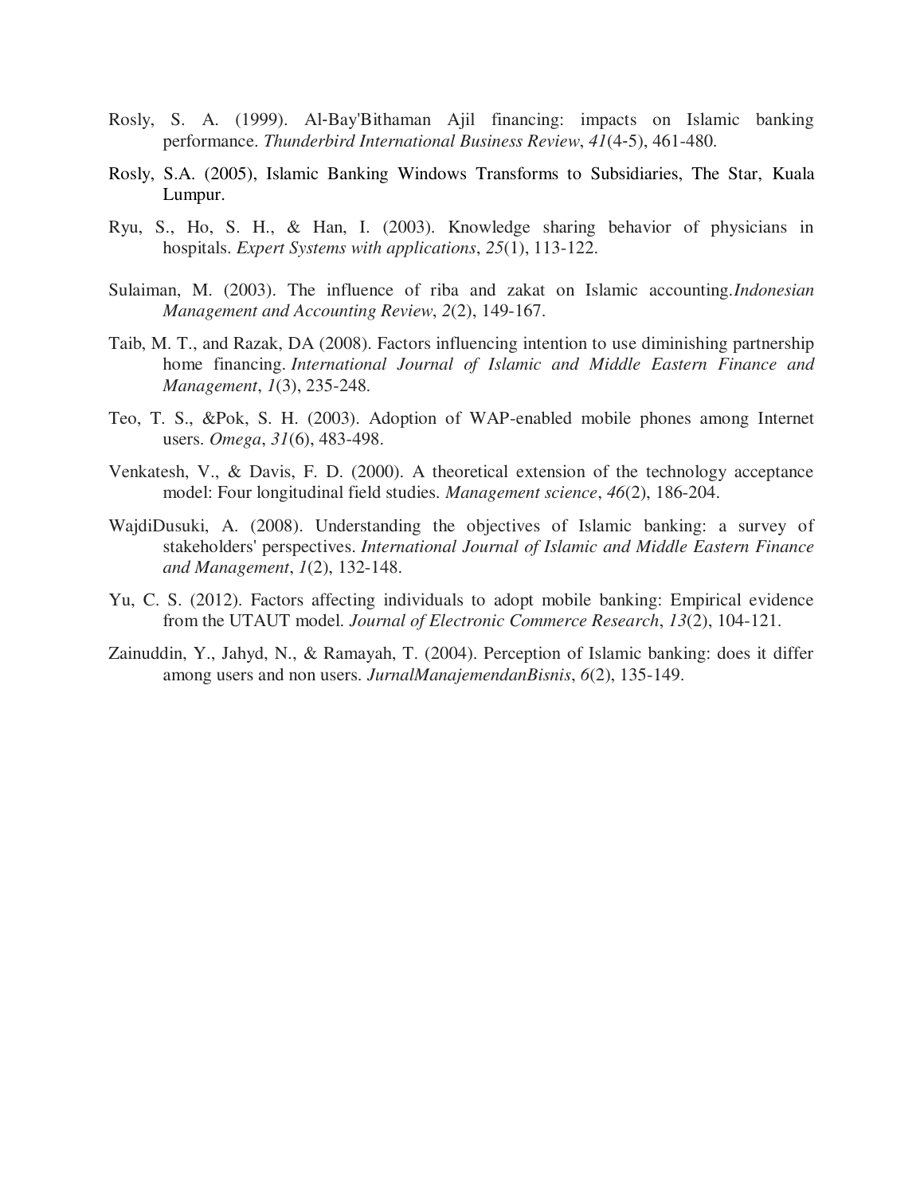Rosly, S. A. (1999). Al-Bay'Bithaman Ajil financing: impacts on Islamic banking performance. *Thunderbird International Business Review*, *41*(4-5), 461-480.

Rosly, S.A. (2005), Islamic Banking Windows Transforms to Subsidiaries, The Star, Kuala Lumpur.

Ryu, S., Ho, S. H., & Han, I. (2003). Knowledge sharing behavior of physicians in hospitals. *Expert Systems with applications*, *25*(1), 113-122.

Sulaiman, M. (2003). The influence of riba and zakat on Islamic accounting.*Indonesian Management and Accounting Review*, *2*(2), 149-167.

Taib, M. T., and Razak, DA (2008). Factors influencing intention to use diminishing partnership home financing. *International Journal of Islamic and Middle Eastern Finance and Management*, *1*(3), 235-248.

Teo, T. S., &Pok, S. H. (2003). Adoption of WAP-enabled mobile phones among Internet users. *Omega*, *31*(6), 483-498.

Venkatesh, V., & Davis, F. D. (2000). A theoretical extension of the technology acceptance model: Four longitudinal field studies. *Management science*, *46*(2), 186-204.

WajdiDusuki, A. (2008). Understanding the objectives of Islamic banking: a survey of stakeholders' perspectives. *International Journal of Islamic and Middle Eastern Finance and Management*, *1*(2), 132-148.

Yu, C. S. (2012). Factors affecting individuals to adopt mobile banking: Empirical evidence from the UTAUT model. *Journal of Electronic Commerce Research*, *13*(2), 104-121.

Zainuddin, Y., Jahyd, N., & Ramayah, T. (2004). Perception of Islamic banking: does it differ among users and non users. *JurnalManajemendanBisnis*, *6*(2), 135-149.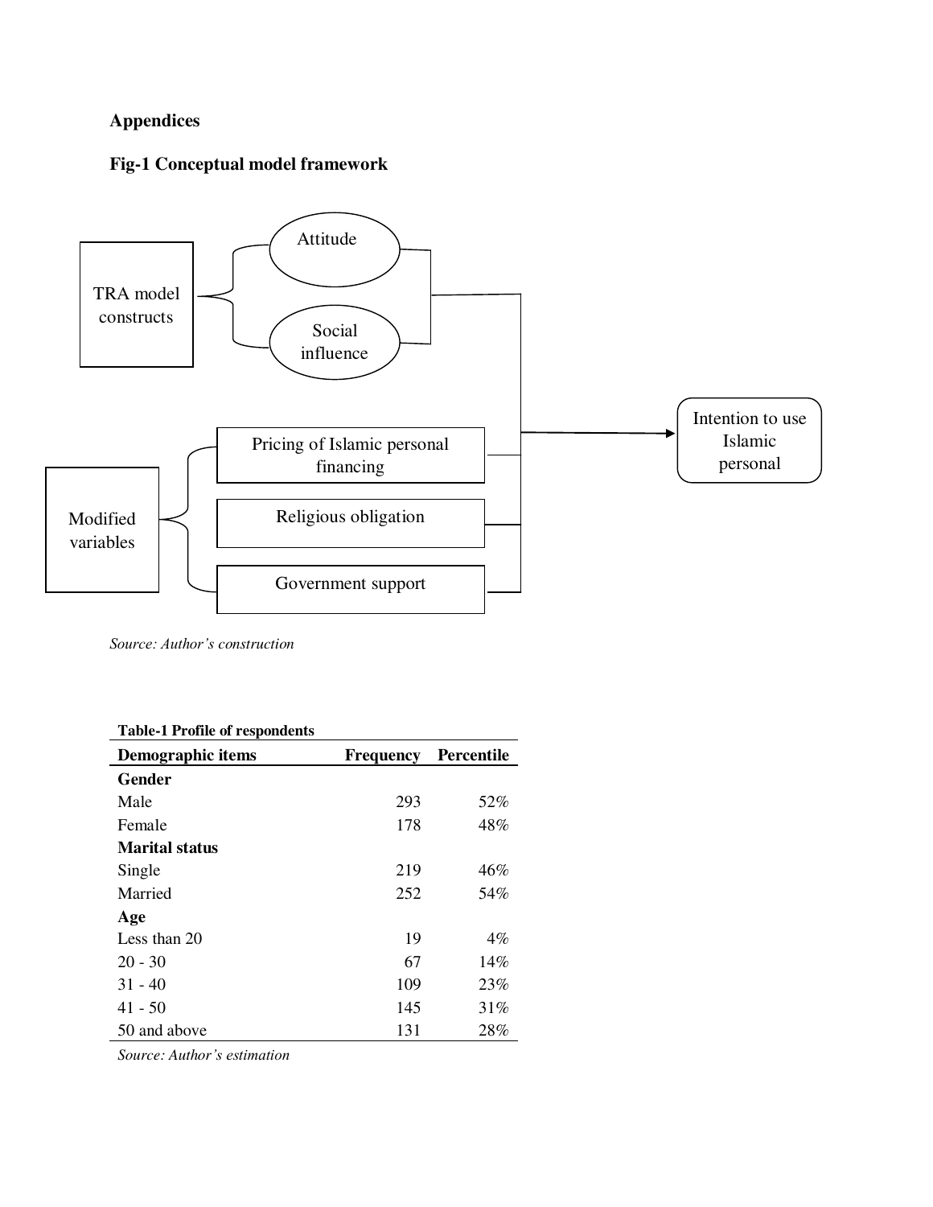**Appendices**

**Fig-1 Conceptual model framework**

TRA model constructs

Attitude

Social influence

Modified variables

Pricing of Islamic personal financing

Religious obligation

Government support

Intention to use Islamic personal

*Source: Author's construction*

**Table-1 Profile of respondents**

| Demographic items | Frequency | Percentile |
|---|---|---|
| **Gender** | | |
| Male | 293 | 52% |
| Female | 178 | 48% |
| **Marital status** | | |
| Single | 219 | 46% |
| Married | 252 | 54% |
| **Age** | | |
| Less than 20 | 19 | 4% |
| 20 - 30 | 67 | 14% |
| 31 - 40 | 109 | 23% |
| 41 - 50 | 145 | 31% |
| 50 and above | 131 | 28% |

*Source: Author's estimation*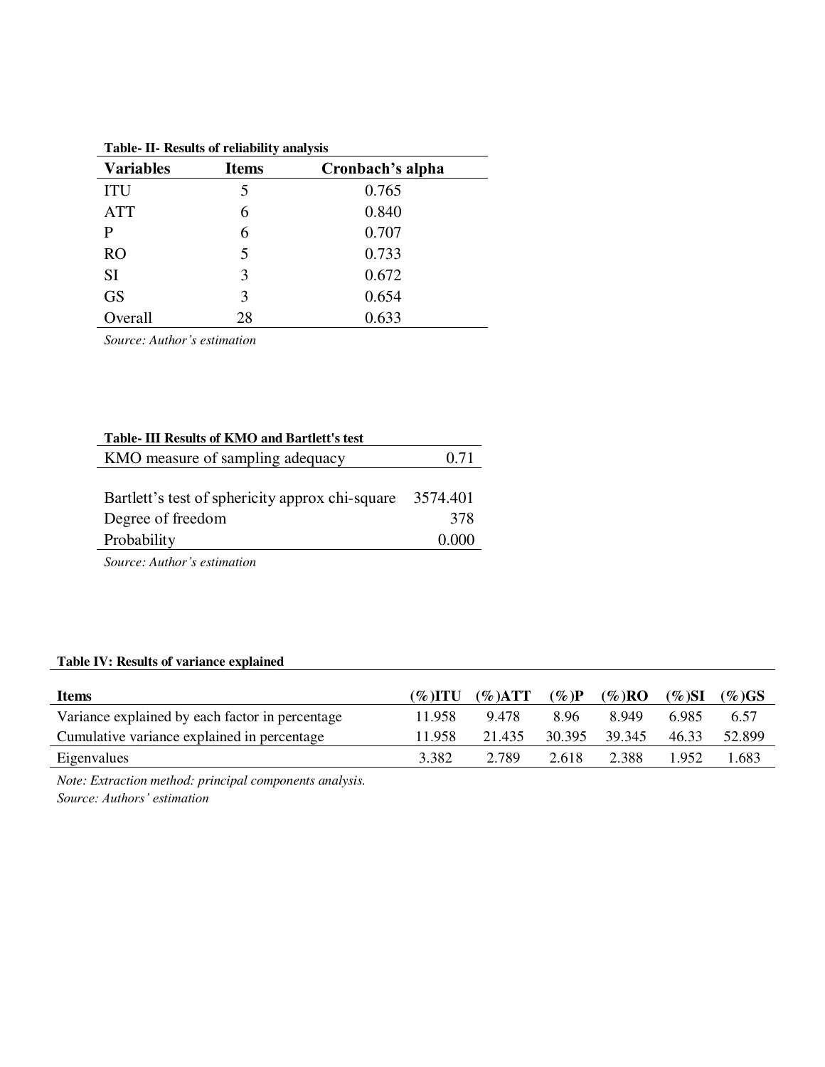**Table- II- Results of reliability analysis**

| Variables | Items | Cronbach's alpha |
|---|---|---|
| ITU | 5 | 0.765 |
| ATT | 6 | 0.840 |
| P | 6 | 0.707 |
| RO | 5 | 0.733 |
| SI | 3 | 0.672 |
| GS | 3 | 0.654 |
| Overall | 28 | 0.633 |

*Source: Author's estimation*

**Table- III Results of KMO and Bartlett's test**

| | |
|---|---|
| KMO measure of sampling adequacy | 0.71 |
| Bartlett's test of sphericity approx chi-square | 3574.401 |
| Degree of freedom | 378 |
| Probability | 0.000 |

*Source: Author's estimation*

**Table IV: Results of variance explained**

| Items | (%)ITU | (%)ATT | (%)P | (%)RO | (%)SI | (%)GS |
|---|---|---|---|---|---|---|
| Variance explained by each factor in percentage | 11.958 | 9.478 | 8.96 | 8.949 | 6.985 | 6.57 |
| Cumulative variance explained in percentage | 11.958 | 21.435 | 30.395 | 39.345 | 46.33 | 52.899 |
| Eigenvalues | 3.382 | 2.789 | 2.618 | 2.388 | 1.952 | 1.683 |

*Note: Extraction method: principal components analysis.*
*Source: Authors' estimation*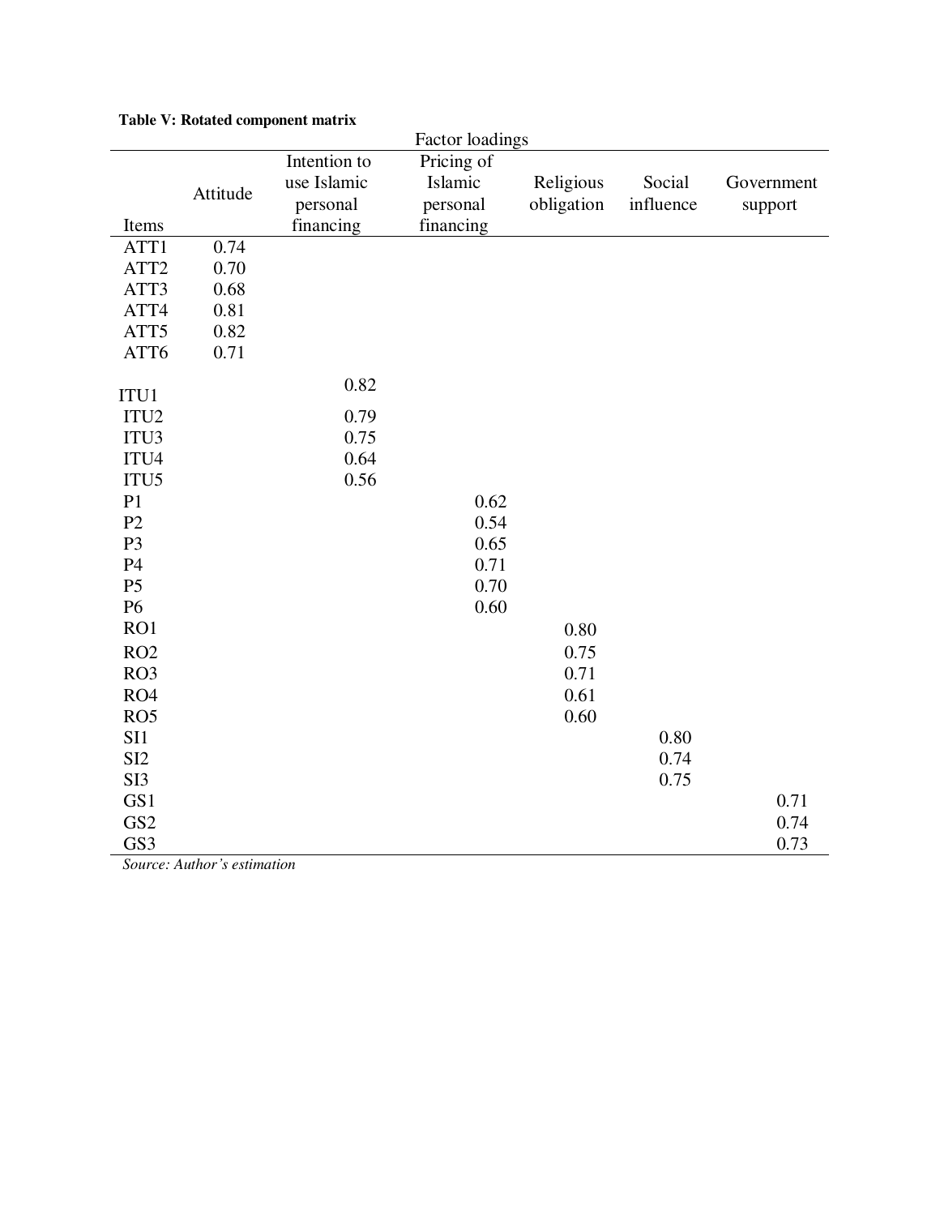**Table V: Rotated component matrix**

| | Factor loadings | | | | | |
|---|---|---|---|---|---|---|
| Items | Attitude | Intention to use Islamic personal financing | Pricing of Islamic personal financing | Religious obligation | Social influence | Government support |
| ATT1 | 0.74 | | | | | |
| ATT2 | 0.70 | | | | | |
| ATT3 | 0.68 | | | | | |
| ATT4 | 0.81 | | | | | |
| ATT5 | 0.82 | | | | | |
| ATT6 | 0.71 | | | | | |
| ITU1 | | 0.82 | | | | |
| ITU2 | | 0.79 | | | | |
| ITU3 | | 0.75 | | | | |
| ITU4 | | 0.64 | | | | |
| ITU5 | | 0.56 | | | | |
| P1 | | | 0.62 | | | |
| P2 | | | 0.54 | | | |
| P3 | | | 0.65 | | | |
| P4 | | | 0.71 | | | |
| P5 | | | 0.70 | | | |
| P6 | | | 0.60 | | | |
| RO1 | | | | 0.80 | | |
| RO2 | | | | 0.75 | | |
| RO3 | | | | 0.71 | | |
| RO4 | | | | 0.61 | | |
| RO5 | | | | 0.60 | | |
| SI1 | | | | | 0.80 | |
| SI2 | | | | | 0.74 | |
| SI3 | | | | | 0.75 | |
| GS1 | | | | | | 0.71 |
| GS2 | | | | | | 0.74 |
| GS3 | | | | | | 0.73 |

*Source: Author's estimation*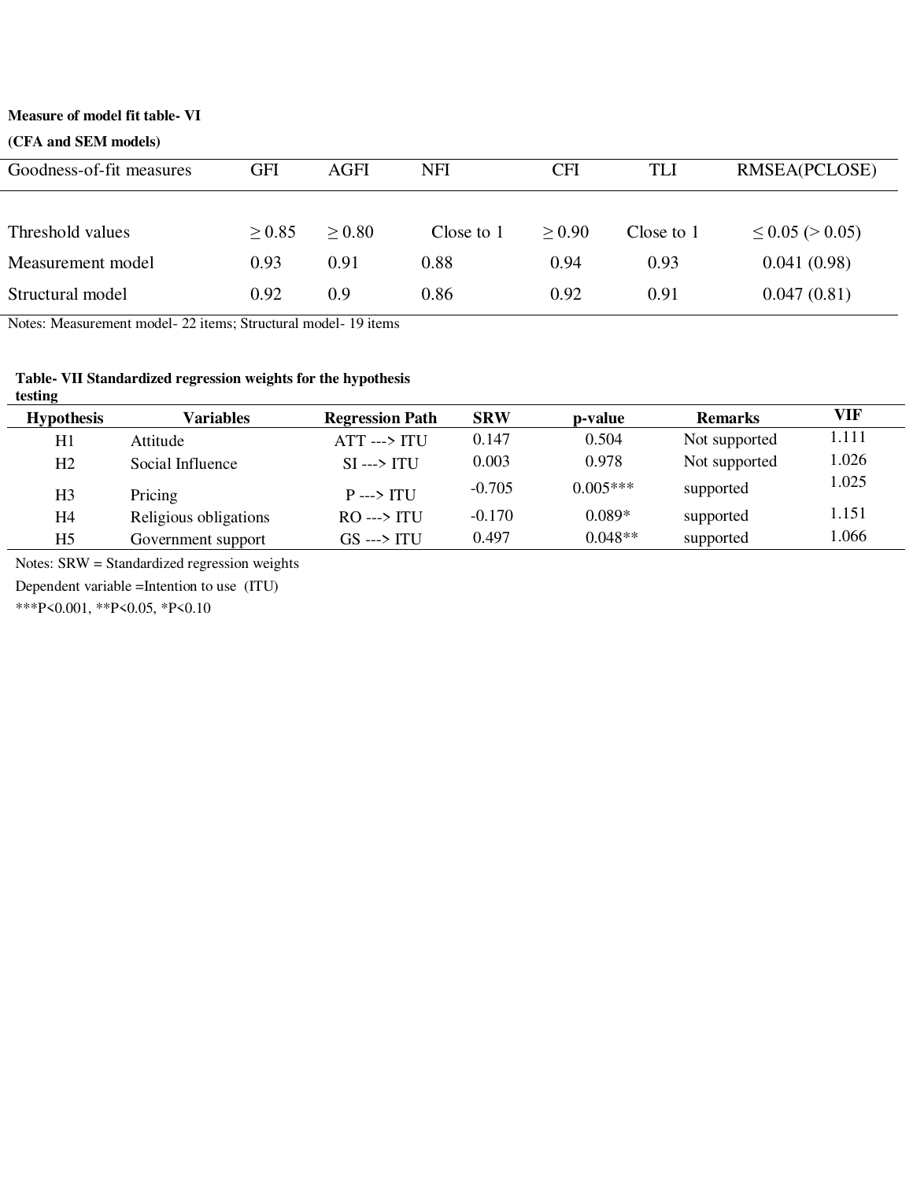**Measure of model fit table- VI**

**(CFA and SEM models)**

| Goodness-of-fit measures | GFI | AGFI | NFI | CFI | TLI | RMSEA(PCLOSE) |
|---|---|---|---|---|---|---|
| Threshold values | ≥ 0.85 | ≥ 0.80 | Close to 1 | ≥ 0.90 | Close to 1 | ≤ 0.05 (> 0.05) |
| Measurement model | 0.93 | 0.91 | 0.88 | 0.94 | 0.93 | 0.041 (0.98) |
| Structural model | 0.92 | 0.9 | 0.86 | 0.92 | 0.91 | 0.047 (0.81) |

Notes: Measurement model- 22 items; Structural model- 19 items

**Table- VII Standardized regression weights for the hypothesis testing**

| Hypothesis | Variables | Regression Path | SRW | p-value | Remarks | VIF |
|---|---|---|---|---|---|---|
| H1 | Attitude | ATT ---> ITU | 0.147 | 0.504 | Not supported | 1.111 |
| H2 | Social Influence | SI ---> ITU | 0.003 | 0.978 | Not supported | 1.026 |
| H3 | Pricing | P ---> ITU | -0.705 | 0.005*** | supported | 1.025 |
| H4 | Religious obligations | RO ---> ITU | -0.170 | 0.089* | supported | 1.151 |
| H5 | Government support | GS ---> ITU | 0.497 | 0.048** | supported | 1.066 |

Notes: SRW = Standardized regression weights

Dependent variable =Intention to use (ITU)

***P<0.001, **P<0.05, *P<0.10